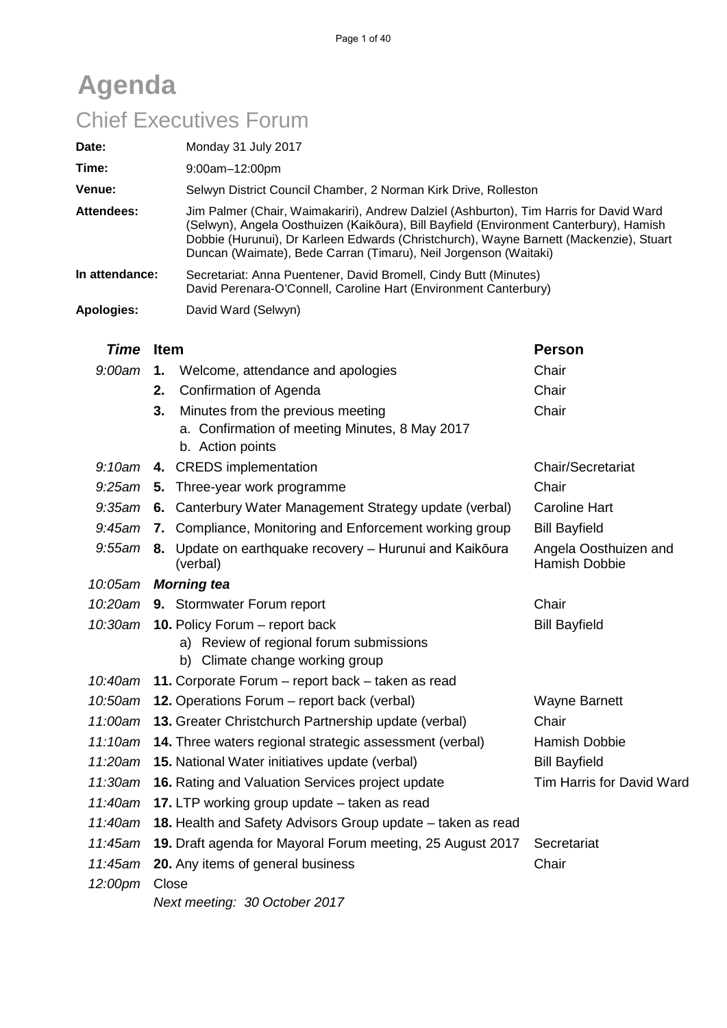# Agenda

## Chief Executives Forum

| | |
|---|---|
| **Date:** | Monday 31 July 2017 |
| **Time:** | 9:00am–12:00pm |
| **Venue:** | Selwyn District Council Chamber, 2 Norman Kirk Drive, Rolleston |
| **Attendees:** | Jim Palmer (Chair, Waimakariri), Andrew Dalziel (Ashburton), Tim Harris for David Ward (Selwyn), Angela Oosthuizen (Kaikōura), Bill Bayfield (Environment Canterbury), Hamish Dobbie (Hurunui), Dr Karleen Edwards (Christchurch), Wayne Barnett (Mackenzie), Stuart Duncan (Waimate), Bede Carran (Timaru), Neil Jorgenson (Waitaki) |
| **In attendance:** | Secretariat: Anna Puentener, David Bromell, Cindy Butt (Minutes)<br>David Perenara-O'Connell, Caroline Hart (Environment Canterbury) |
| **Apologies:** | David Ward (Selwyn) |

| *Time* | **Item** | **Person** |
|---|---|---|
| *9:00am* | **1.** Welcome, attendance and apologies | Chair |
| | **2.** Confirmation of Agenda | Chair |
| | **3.** Minutes from the previous meeting<br>a. Confirmation of meeting Minutes, 8 May 2017<br>b. Action points | Chair |
| *9:10am* | **4.** CREDS implementation | Chair/Secretariat |
| *9:25am* | **5.** Three-year work programme | Chair |
| *9:35am* | **6.** Canterbury Water Management Strategy update (verbal) | Caroline Hart |
| *9:45am* | **7.** Compliance, Monitoring and Enforcement working group | Bill Bayfield |
| *9:55am* | **8.** Update on earthquake recovery – Hurunui and Kaikōura (verbal) | Angela Oosthuizen and Hamish Dobbie |
| *10:05am* | ***Morning tea*** | |
| *10:20am* | **9.** Stormwater Forum report | Chair |
| *10:30am* | **10.** Policy Forum – report back<br>a) Review of regional forum submissions<br>b) Climate change working group | Bill Bayfield |
| *10:40am* | **11.** Corporate Forum – report back – taken as read | |
| *10:50am* | **12.** Operations Forum – report back (verbal) | Wayne Barnett |
| *11:00am* | **13.** Greater Christchurch Partnership update (verbal) | Chair |
| *11:10am* | **14.** Three waters regional strategic assessment (verbal) | Hamish Dobbie |
| *11:20am* | **15.** National Water initiatives update (verbal) | Bill Bayfield |
| *11:30am* | **16.** Rating and Valuation Services project update | Tim Harris for David Ward |
| *11:40am* | **17.** LTP working group update – taken as read | |
| *11:40am* | **18.** Health and Safety Advisors Group update – taken as read | |
| *11:45am* | **19.** Draft agenda for Mayoral Forum meeting, 25 August 2017 | Secretariat |
| *11:45am* | **20.** Any items of general business | Chair |
| *12:00pm* | Close | |

*Next meeting: 30 October 2017*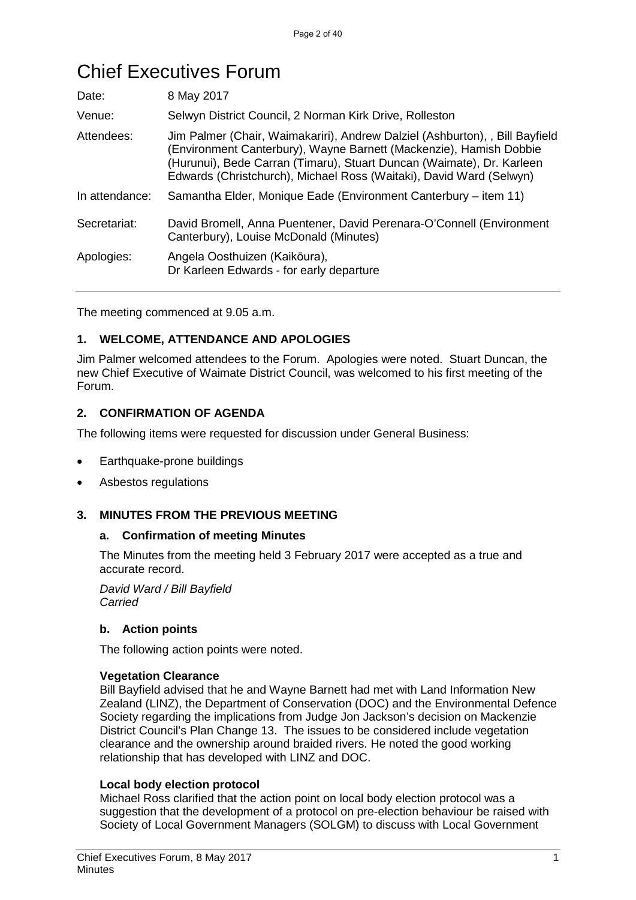# Chief Executives Forum

| | |
|---|---|
| Date: | 8 May 2017 |
| Venue: | Selwyn District Council, 2 Norman Kirk Drive, Rolleston |
| Attendees: | Jim Palmer (Chair, Waimakariri), Andrew Dalziel (Ashburton), , Bill Bayfield (Environment Canterbury), Wayne Barnett (Mackenzie), Hamish Dobbie (Hurunui), Bede Carran (Timaru), Stuart Duncan (Waimate), Dr. Karleen Edwards (Christchurch), Michael Ross (Waitaki), David Ward (Selwyn) |
| In attendance: | Samantha Elder, Monique Eade (Environment Canterbury – item 11) |
| Secretariat: | David Bromell, Anna Puentener, David Perenara-O'Connell (Environment Canterbury), Louise McDonald (Minutes) |
| Apologies: | Angela Oosthuizen (Kaikōura),<br>Dr Karleen Edwards - for early departure |

The meeting commenced at 9.05 a.m.

### 1. WELCOME, ATTENDANCE AND APOLOGIES

Jim Palmer welcomed attendees to the Forum. Apologies were noted. Stuart Duncan, the new Chief Executive of Waimate District Council, was welcomed to his first meeting of the Forum.

### 2. CONFIRMATION OF AGENDA

The following items were requested for discussion under General Business:

- Earthquake-prone buildings
- Asbestos regulations

### 3. MINUTES FROM THE PREVIOUS MEETING

#### a. Confirmation of meeting Minutes

The Minutes from the meeting held 3 February 2017 were accepted as a true and accurate record.

*David Ward / Bill Bayfield*
*Carried*

#### b. Action points

The following action points were noted.

**Vegetation Clearance**
Bill Bayfield advised that he and Wayne Barnett had met with Land Information New Zealand (LINZ), the Department of Conservation (DOC) and the Environmental Defence Society regarding the implications from Judge Jon Jackson's decision on Mackenzie District Council's Plan Change 13. The issues to be considered include vegetation clearance and the ownership around braided rivers. He noted the good working relationship that has developed with LINZ and DOC.

**Local body election protocol**
Michael Ross clarified that the action point on local body election protocol was a suggestion that the development of a protocol on pre-election behaviour be raised with Society of Local Government Managers (SOLGM) to discuss with Local Government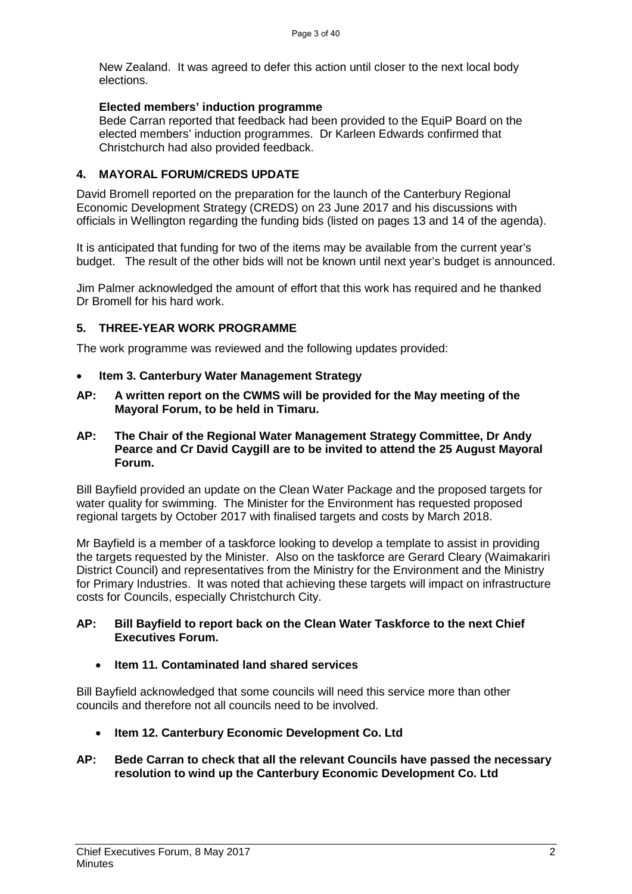New Zealand. It was agreed to defer this action until closer to the next local body elections.

**Elected members' induction programme**

Bede Carran reported that feedback had been provided to the EquiP Board on the elected members' induction programmes. Dr Karleen Edwards confirmed that Christchurch had also provided feedback.

## 4. MAYORAL FORUM/CREDS UPDATE

David Bromell reported on the preparation for the launch of the Canterbury Regional Economic Development Strategy (CREDS) on 23 June 2017 and his discussions with officials in Wellington regarding the funding bids (listed on pages 13 and 14 of the agenda).

It is anticipated that funding for two of the items may be available from the current year's budget. The result of the other bids will not be known until next year's budget is announced.

Jim Palmer acknowledged the amount of effort that this work has required and he thanked Dr Bromell for his hard work.

## 5. THREE-YEAR WORK PROGRAMME

The work programme was reviewed and the following updates provided:

- **Item 3. Canterbury Water Management Strategy**

**AP: A written report on the CWMS will be provided for the May meeting of the Mayoral Forum, to be held in Timaru.**

**AP: The Chair of the Regional Water Management Strategy Committee, Dr Andy Pearce and Cr David Caygill are to be invited to attend the 25 August Mayoral Forum.**

Bill Bayfield provided an update on the Clean Water Package and the proposed targets for water quality for swimming. The Minister for the Environment has requested proposed regional targets by October 2017 with finalised targets and costs by March 2018.

Mr Bayfield is a member of a taskforce looking to develop a template to assist in providing the targets requested by the Minister. Also on the taskforce are Gerard Cleary (Waimakariri District Council) and representatives from the Ministry for the Environment and the Ministry for Primary Industries. It was noted that achieving these targets will impact on infrastructure costs for Councils, especially Christchurch City.

**AP: Bill Bayfield to report back on the Clean Water Taskforce to the next Chief Executives Forum.**

- **Item 11. Contaminated land shared services**

Bill Bayfield acknowledged that some councils will need this service more than other councils and therefore not all councils need to be involved.

- **Item 12. Canterbury Economic Development Co. Ltd**

**AP: Bede Carran to check that all the relevant Councils have passed the necessary resolution to wind up the Canterbury Economic Development Co. Ltd**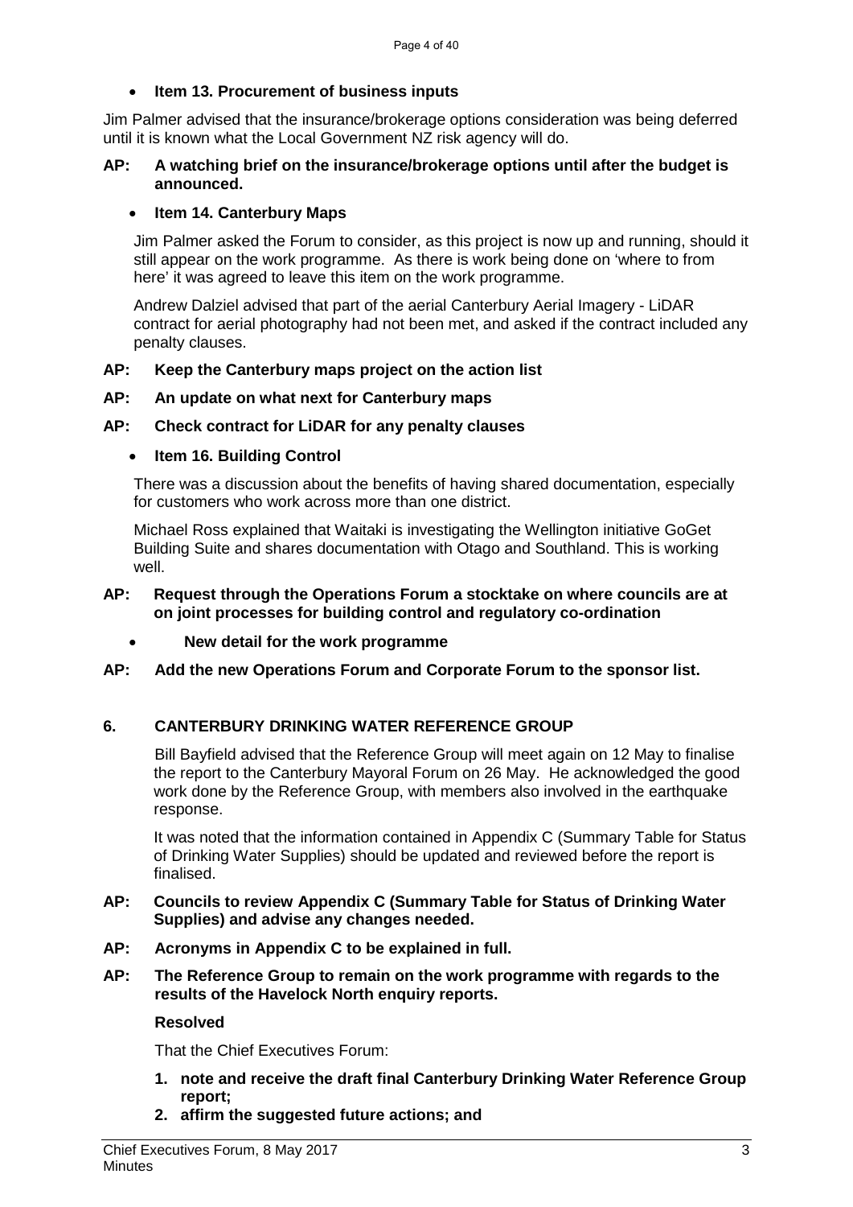- **Item 13. Procurement of business inputs**

Jim Palmer advised that the insurance/brokerage options consideration was being deferred until it is known what the Local Government NZ risk agency will do.

**AP: A watching brief on the insurance/brokerage options until after the budget is announced.**

- **Item 14. Canterbury Maps**

Jim Palmer asked the Forum to consider, as this project is now up and running, should it still appear on the work programme. As there is work being done on 'where to from here' it was agreed to leave this item on the work programme.

Andrew Dalziel advised that part of the aerial Canterbury Aerial Imagery - LiDAR contract for aerial photography had not been met, and asked if the contract included any penalty clauses.

**AP: Keep the Canterbury maps project on the action list**

**AP: An update on what next for Canterbury maps**

**AP: Check contract for LiDAR for any penalty clauses**

- **Item 16. Building Control**

There was a discussion about the benefits of having shared documentation, especially for customers who work across more than one district.

Michael Ross explained that Waitaki is investigating the Wellington initiative GoGet Building Suite and shares documentation with Otago and Southland. This is working well.

**AP: Request through the Operations Forum a stocktake on where councils are at on joint processes for building control and regulatory co-ordination**

- **New detail for the work programme**

**AP: Add the new Operations Forum and Corporate Forum to the sponsor list.**

## 6. CANTERBURY DRINKING WATER REFERENCE GROUP

Bill Bayfield advised that the Reference Group will meet again on 12 May to finalise the report to the Canterbury Mayoral Forum on 26 May. He acknowledged the good work done by the Reference Group, with members also involved in the earthquake response.

It was noted that the information contained in Appendix C (Summary Table for Status of Drinking Water Supplies) should be updated and reviewed before the report is finalised.

**AP: Councils to review Appendix C (Summary Table for Status of Drinking Water Supplies) and advise any changes needed.**

**AP: Acronyms in Appendix C to be explained in full.**

**AP: The Reference Group to remain on the work programme with regards to the results of the Havelock North enquiry reports.**

**Resolved**

That the Chief Executives Forum:

1. **note and receive the draft final Canterbury Drinking Water Reference Group report;**
2. **affirm the suggested future actions; and**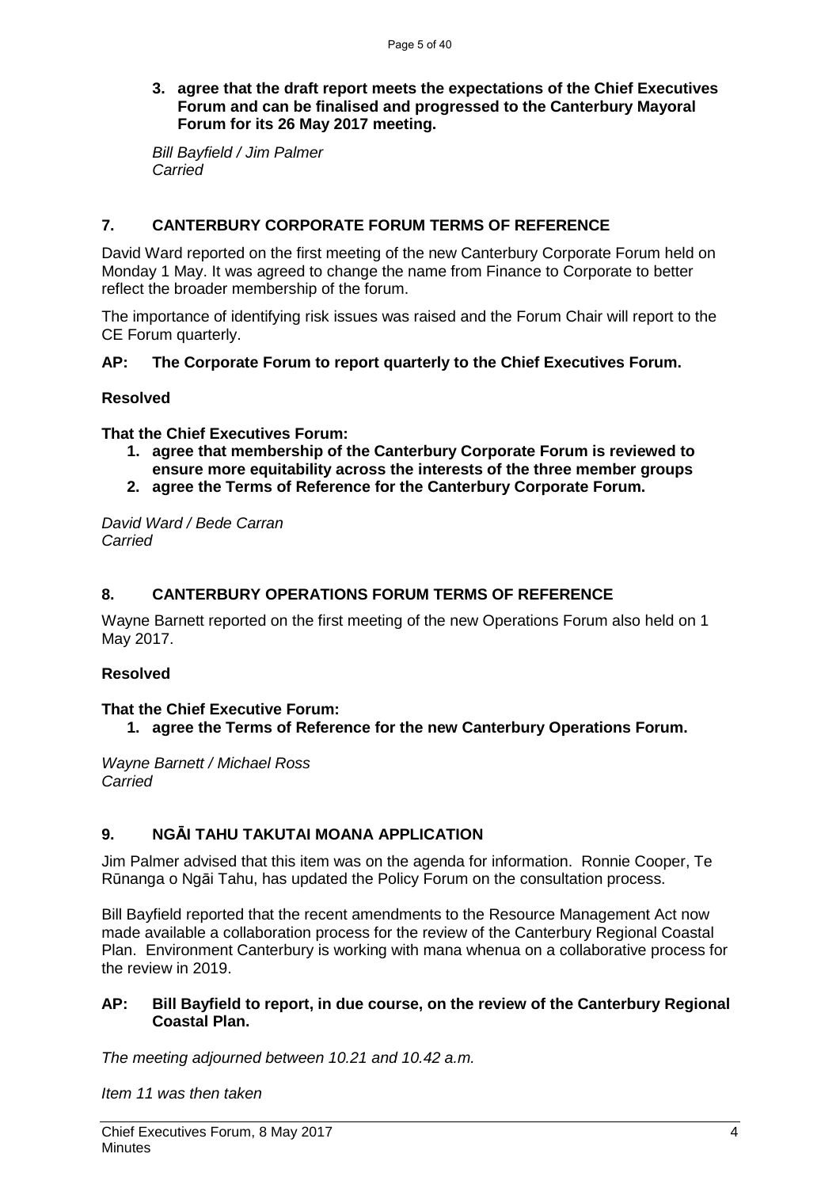**3. agree that the draft report meets the expectations of the Chief Executives Forum and can be finalised and progressed to the Canterbury Mayoral Forum for its 26 May 2017 meeting.**

*Bill Bayfield / Jim Palmer*
*Carried*

## 7. CANTERBURY CORPORATE FORUM TERMS OF REFERENCE

David Ward reported on the first meeting of the new Canterbury Corporate Forum held on Monday 1 May. It was agreed to change the name from Finance to Corporate to better reflect the broader membership of the forum.

The importance of identifying risk issues was raised and the Forum Chair will report to the CE Forum quarterly.

**AP: The Corporate Forum to report quarterly to the Chief Executives Forum.**

**Resolved**

**That the Chief Executives Forum:**

1. **agree that membership of the Canterbury Corporate Forum is reviewed to ensure more equitability across the interests of the three member groups**
2. **agree the Terms of Reference for the Canterbury Corporate Forum.**

*David Ward / Bede Carran*
*Carried*

## 8. CANTERBURY OPERATIONS FORUM TERMS OF REFERENCE

Wayne Barnett reported on the first meeting of the new Operations Forum also held on 1 May 2017.

**Resolved**

**That the Chief Executive Forum:**

1. **agree the Terms of Reference for the new Canterbury Operations Forum.**

*Wayne Barnett / Michael Ross*
*Carried*

## 9. NGĀI TAHU TAKUTAI MOANA APPLICATION

Jim Palmer advised that this item was on the agenda for information. Ronnie Cooper, Te Rūnanga o Ngāi Tahu, has updated the Policy Forum on the consultation process.

Bill Bayfield reported that the recent amendments to the Resource Management Act now made available a collaboration process for the review of the Canterbury Regional Coastal Plan. Environment Canterbury is working with mana whenua on a collaborative process for the review in 2019.

**AP: Bill Bayfield to report, in due course, on the review of the Canterbury Regional Coastal Plan.**

*The meeting adjourned between 10.21 and 10.42 a.m.*

*Item 11 was then taken*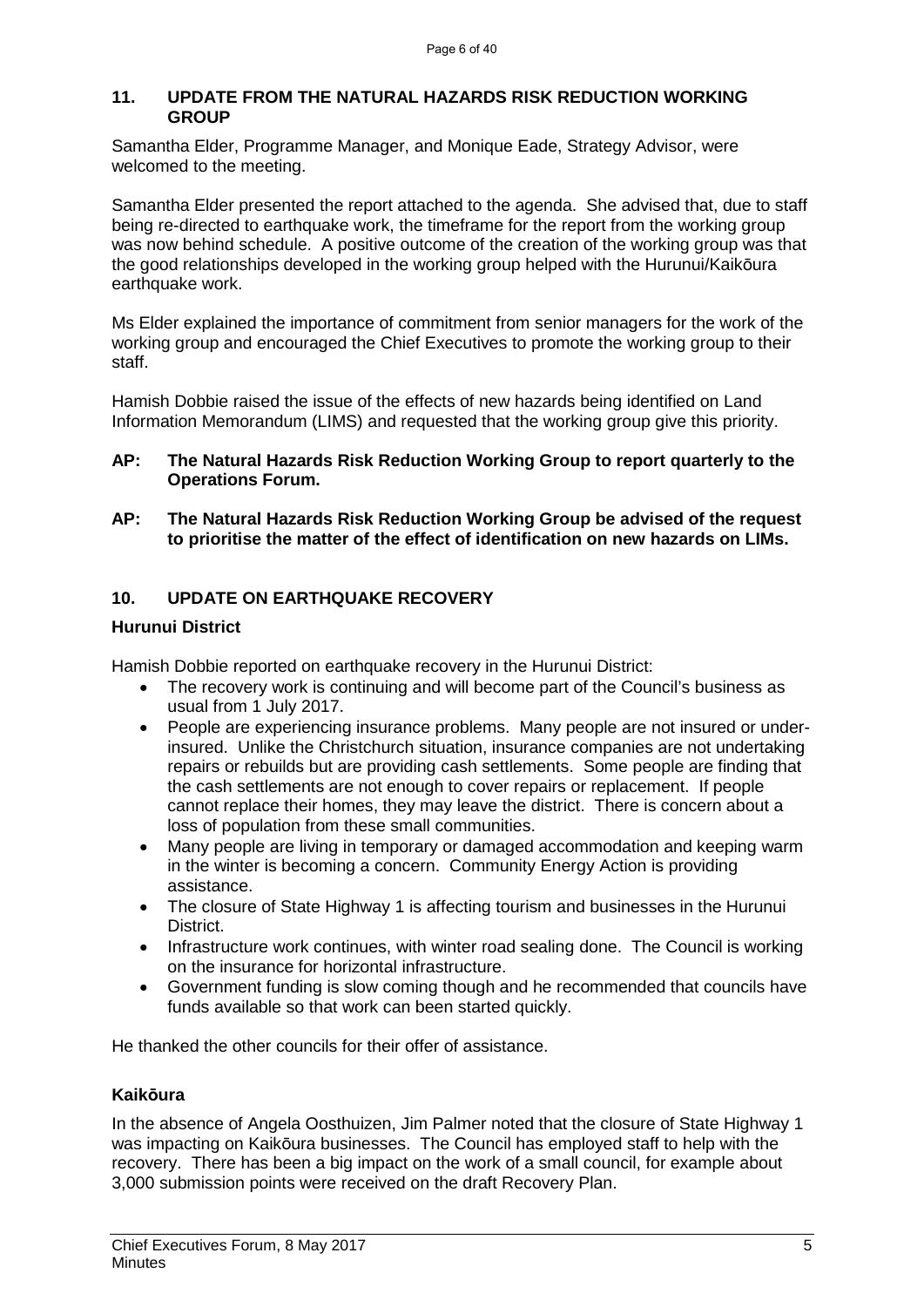## 11. UPDATE FROM THE NATURAL HAZARDS RISK REDUCTION WORKING GROUP

Samantha Elder, Programme Manager, and Monique Eade, Strategy Advisor, were welcomed to the meeting.

Samantha Elder presented the report attached to the agenda. She advised that, due to staff being re-directed to earthquake work, the timeframe for the report from the working group was now behind schedule. A positive outcome of the creation of the working group was that the good relationships developed in the working group helped with the Hurunui/Kaikōura earthquake work.

Ms Elder explained the importance of commitment from senior managers for the work of the working group and encouraged the Chief Executives to promote the working group to their staff.

Hamish Dobbie raised the issue of the effects of new hazards being identified on Land Information Memorandum (LIMS) and requested that the working group give this priority.

**AP: The Natural Hazards Risk Reduction Working Group to report quarterly to the Operations Forum.**

**AP: The Natural Hazards Risk Reduction Working Group be advised of the request to prioritise the matter of the effect of identification on new hazards on LIMs.**

## 10. UPDATE ON EARTHQUAKE RECOVERY

### Hurunui District

Hamish Dobbie reported on earthquake recovery in the Hurunui District:

- The recovery work is continuing and will become part of the Council's business as usual from 1 July 2017.
- People are experiencing insurance problems. Many people are not insured or under-insured. Unlike the Christchurch situation, insurance companies are not undertaking repairs or rebuilds but are providing cash settlements. Some people are finding that the cash settlements are not enough to cover repairs or replacement. If people cannot replace their homes, they may leave the district. There is concern about a loss of population from these small communities.
- Many people are living in temporary or damaged accommodation and keeping warm in the winter is becoming a concern. Community Energy Action is providing assistance.
- The closure of State Highway 1 is affecting tourism and businesses in the Hurunui District.
- Infrastructure work continues, with winter road sealing done. The Council is working on the insurance for horizontal infrastructure.
- Government funding is slow coming though and he recommended that councils have funds available so that work can been started quickly.

He thanked the other councils for their offer of assistance.

### Kaikōura

In the absence of Angela Oosthuizen, Jim Palmer noted that the closure of State Highway 1 was impacting on Kaikōura businesses. The Council has employed staff to help with the recovery. There has been a big impact on the work of a small council, for example about 3,000 submission points were received on the draft Recovery Plan.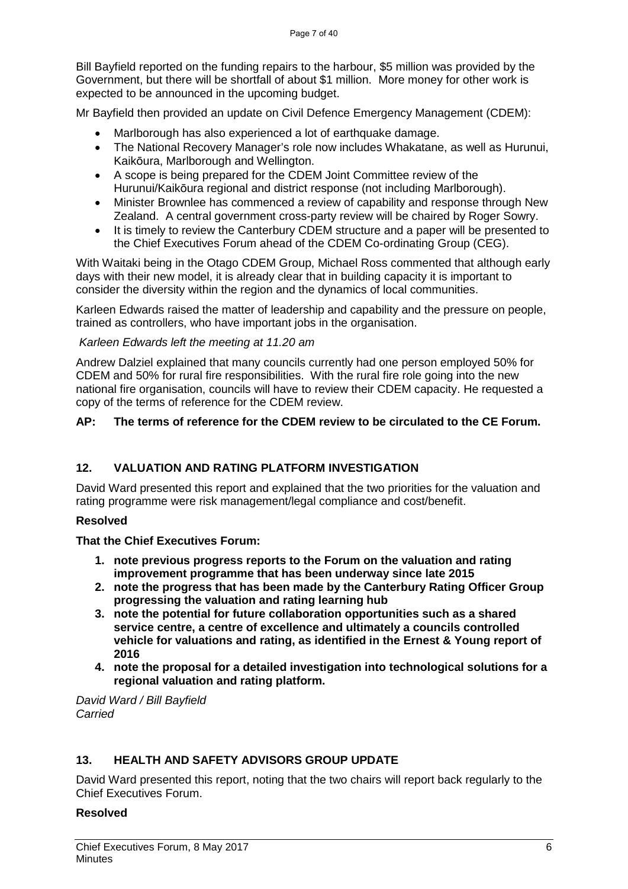Bill Bayfield reported on the funding repairs to the harbour, $5 million was provided by the Government, but there will be shortfall of about $1 million. More money for other work is expected to be announced in the upcoming budget.

Mr Bayfield then provided an update on Civil Defence Emergency Management (CDEM):

- Marlborough has also experienced a lot of earthquake damage.
- The National Recovery Manager's role now includes Whakatane, as well as Hurunui, Kaikōura, Marlborough and Wellington.
- A scope is being prepared for the CDEM Joint Committee review of the Hurunui/Kaikōura regional and district response (not including Marlborough).
- Minister Brownlee has commenced a review of capability and response through New Zealand. A central government cross-party review will be chaired by Roger Sowry.
- It is timely to review the Canterbury CDEM structure and a paper will be presented to the Chief Executives Forum ahead of the CDEM Co-ordinating Group (CEG).

With Waitaki being in the Otago CDEM Group, Michael Ross commented that although early days with their new model, it is already clear that in building capacity it is important to consider the diversity within the region and the dynamics of local communities.

Karleen Edwards raised the matter of leadership and capability and the pressure on people, trained as controllers, who have important jobs in the organisation.

*Karleen Edwards left the meeting at 11.20 am*

Andrew Dalziel explained that many councils currently had one person employed 50% for CDEM and 50% for rural fire responsibilities. With the rural fire role going into the new national fire organisation, councils will have to review their CDEM capacity. He requested a copy of the terms of reference for the CDEM review.

**AP: The terms of reference for the CDEM review to be circulated to the CE Forum.**

## 12. VALUATION AND RATING PLATFORM INVESTIGATION

David Ward presented this report and explained that the two priorities for the valuation and rating programme were risk management/legal compliance and cost/benefit.

**Resolved**

**That the Chief Executives Forum:**

1. **note previous progress reports to the Forum on the valuation and rating improvement programme that has been underway since late 2015**
2. **note the progress that has been made by the Canterbury Rating Officer Group progressing the valuation and rating learning hub**
3. **note the potential for future collaboration opportunities such as a shared service centre, a centre of excellence and ultimately a councils controlled vehicle for valuations and rating, as identified in the Ernest & Young report of 2016**
4. **note the proposal for a detailed investigation into technological solutions for a regional valuation and rating platform.**

*David Ward / Bill Bayfield*
*Carried*

## 13. HEALTH AND SAFETY ADVISORS GROUP UPDATE

David Ward presented this report, noting that the two chairs will report back regularly to the Chief Executives Forum.

**Resolved**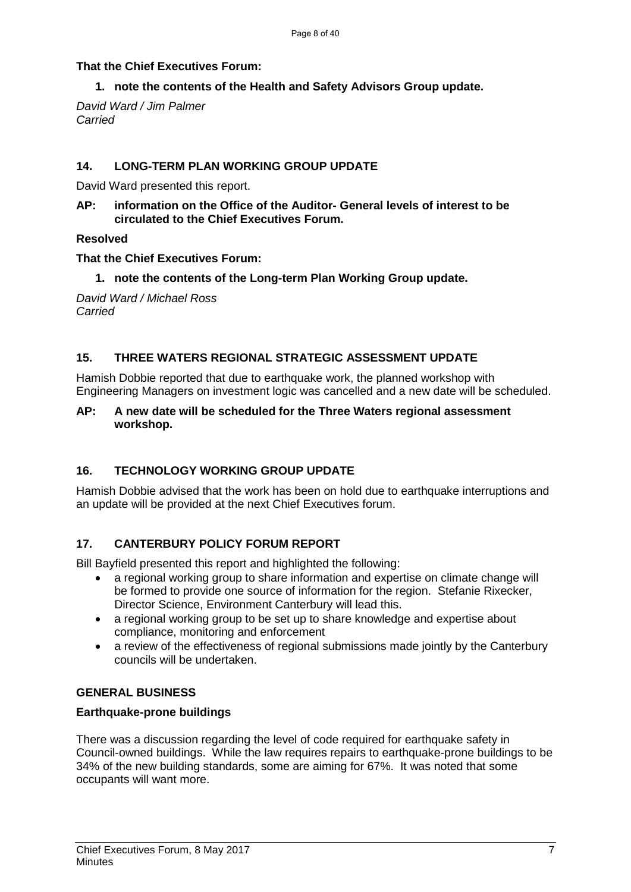**That the Chief Executives Forum:**

1. **note the contents of the Health and Safety Advisors Group update.**

*David Ward / Jim Palmer*
*Carried*

## 14. LONG-TERM PLAN WORKING GROUP UPDATE

David Ward presented this report.

**AP: information on the Office of the Auditor- General levels of interest to be circulated to the Chief Executives Forum.**

**Resolved**

**That the Chief Executives Forum:**

1. **note the contents of the Long-term Plan Working Group update.**

*David Ward / Michael Ross*
*Carried*

## 15. THREE WATERS REGIONAL STRATEGIC ASSESSMENT UPDATE

Hamish Dobbie reported that due to earthquake work, the planned workshop with Engineering Managers on investment logic was cancelled and a new date will be scheduled.

**AP: A new date will be scheduled for the Three Waters regional assessment workshop.**

## 16. TECHNOLOGY WORKING GROUP UPDATE

Hamish Dobbie advised that the work has been on hold due to earthquake interruptions and an update will be provided at the next Chief Executives forum.

## 17. CANTERBURY POLICY FORUM REPORT

Bill Bayfield presented this report and highlighted the following:

- a regional working group to share information and expertise on climate change will be formed to provide one source of information for the region. Stefanie Rixecker, Director Science, Environment Canterbury will lead this.
- a regional working group to be set up to share knowledge and expertise about compliance, monitoring and enforcement
- a review of the effectiveness of regional submissions made jointly by the Canterbury councils will be undertaken.

## GENERAL BUSINESS

### Earthquake-prone buildings

There was a discussion regarding the level of code required for earthquake safety in Council-owned buildings. While the law requires repairs to earthquake-prone buildings to be 34% of the new building standards, some are aiming for 67%. It was noted that some occupants will want more.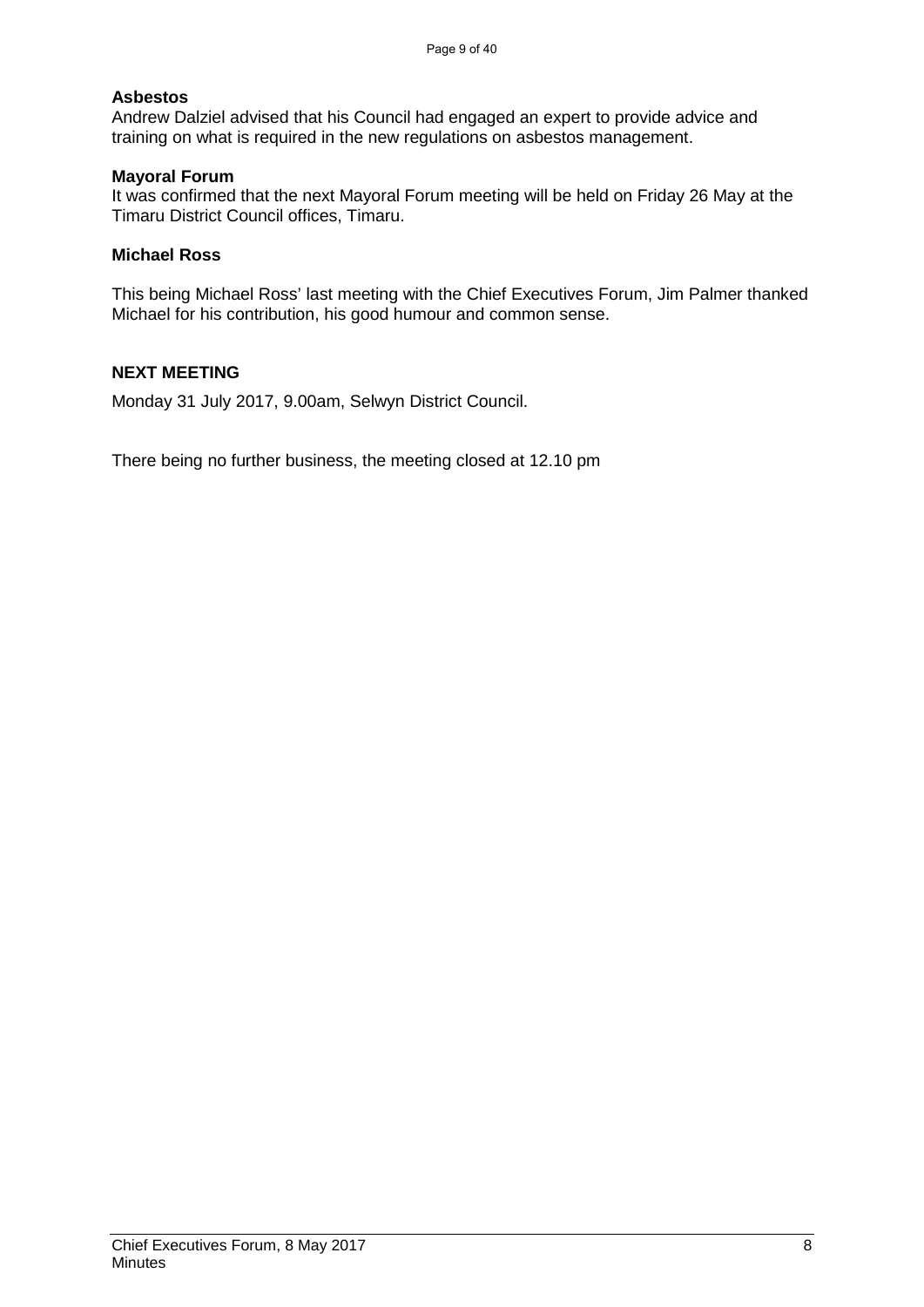**Asbestos**

Andrew Dalziel advised that his Council had engaged an expert to provide advice and training on what is required in the new regulations on asbestos management.

**Mayoral Forum**

It was confirmed that the next Mayoral Forum meeting will be held on Friday 26 May at the Timaru District Council offices, Timaru.

**Michael Ross**

This being Michael Ross' last meeting with the Chief Executives Forum, Jim Palmer thanked Michael for his contribution, his good humour and common sense.

**NEXT MEETING**

Monday 31 July 2017, 9.00am, Selwyn District Council.

There being no further business, the meeting closed at 12.10 pm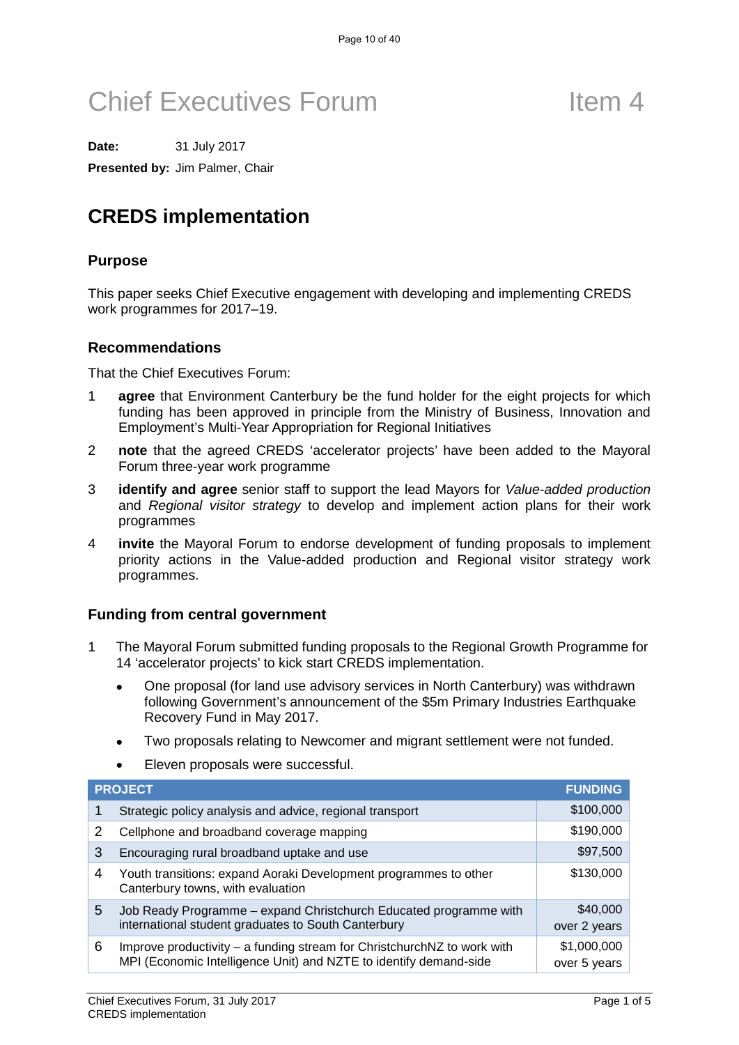# Chief Executives Forum — Item 4

**Date:** 31 July 2017

**Presented by:** Jim Palmer, Chair

## CREDS implementation

### Purpose

This paper seeks Chief Executive engagement with developing and implementing CREDS work programmes for 2017–19.

### Recommendations

That the Chief Executives Forum:

1. **agree** that Environment Canterbury be the fund holder for the eight projects for which funding has been approved in principle from the Ministry of Business, Innovation and Employment's Multi-Year Appropriation for Regional Initiatives
2. **note** that the agreed CREDS 'accelerator projects' have been added to the Mayoral Forum three-year work programme
3. **identify and agree** senior staff to support the lead Mayors for *Value-added production* and *Regional visitor strategy* to develop and implement action plans for their work programmes
4. **invite** the Mayoral Forum to endorse development of funding proposals to implement priority actions in the Value-added production and Regional visitor strategy work programmes.

### Funding from central government

1. The Mayoral Forum submitted funding proposals to the Regional Growth Programme for 14 'accelerator projects' to kick start CREDS implementation.
   - One proposal (for land use advisory services in North Canterbury) was withdrawn following Government's announcement of the $5m Primary Industries Earthquake Recovery Fund in May 2017.
   - Two proposals relating to Newcomer and migrant settlement were not funded.
   - Eleven proposals were successful.

| | PROJECT | FUNDING |
|---|---|---|
| 1 | Strategic policy analysis and advice, regional transport | $100,000 |
| 2 | Cellphone and broadband coverage mapping | $190,000 |
| 3 | Encouraging rural broadband uptake and use | $97,500 |
| 4 | Youth transitions: expand Aoraki Development programmes to other Canterbury towns, with evaluation | $130,000 |
| 5 | Job Ready Programme – expand Christchurch Educated programme with international student graduates to South Canterbury | $40,000 over 2 years |
| 6 | Improve productivity – a funding stream for ChristchurchNZ to work with MPI (Economic Intelligence Unit) and NZTE to identify demand-side | $1,000,000 over 5 years |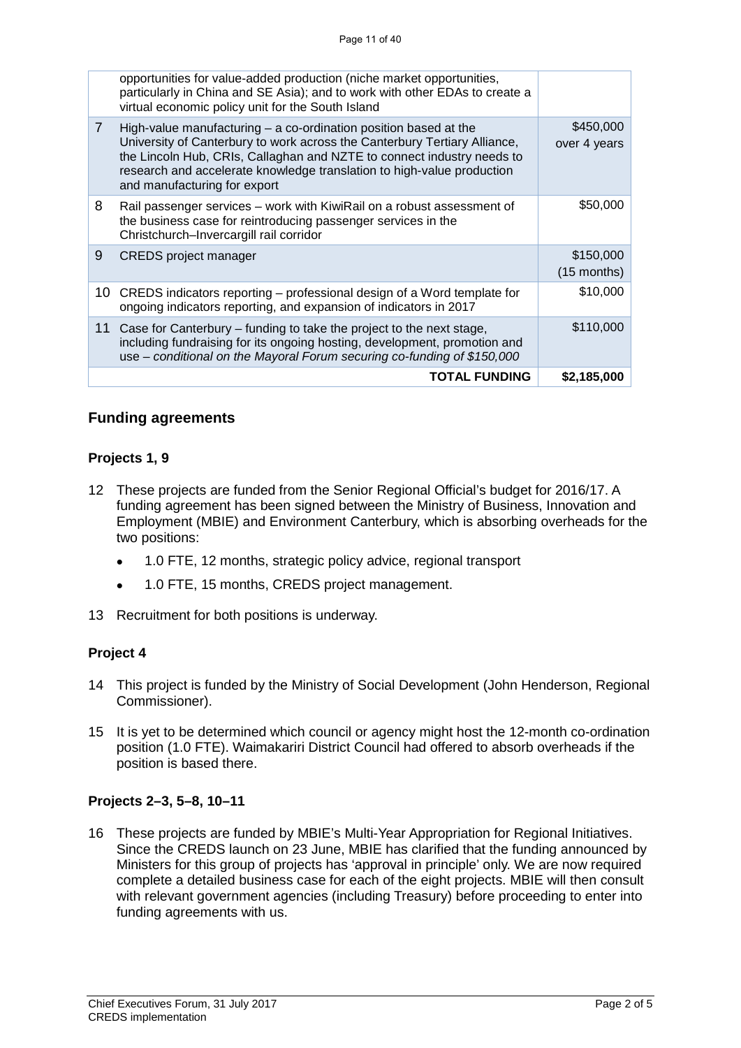|  |  |  |
| --- | --- | --- |
|  | opportunities for value-added production (niche market opportunities, particularly in China and SE Asia); and to work with other EDAs to create a virtual economic policy unit for the South Island |  |
| 7 | High-value manufacturing – a co-ordination position based at the University of Canterbury to work across the Canterbury Tertiary Alliance, the Lincoln Hub, CRIs, Callaghan and NZTE to connect industry needs to research and accelerate knowledge translation to high-value production and manufacturing for export | $450,000 over 4 years |
| 8 | Rail passenger services – work with KiwiRail on a robust assessment of the business case for reintroducing passenger services in the Christchurch–Invercargill rail corridor | $50,000 |
| 9 | CREDS project manager | $150,000 (15 months) |
| 10 | CREDS indicators reporting – professional design of a Word template for ongoing indicators reporting, and expansion of indicators in 2017 | $10,000 |
| 11 | Case for Canterbury – funding to take the project to the next stage, including fundraising for its ongoing hosting, development, promotion and use – *conditional on the Mayoral Forum securing co-funding of $150,000* | $110,000 |
|  | **TOTAL FUNDING** | **$2,185,000** |

## Funding agreements

### Projects 1, 9

12 These projects are funded from the Senior Regional Official's budget for 2016/17. A funding agreement has been signed between the Ministry of Business, Innovation and Employment (MBIE) and Environment Canterbury, which is absorbing overheads for the two positions:

- 1.0 FTE, 12 months, strategic policy advice, regional transport
- 1.0 FTE, 15 months, CREDS project management.

13 Recruitment for both positions is underway.

### Project 4

14 This project is funded by the Ministry of Social Development (John Henderson, Regional Commissioner).

15 It is yet to be determined which council or agency might host the 12-month co-ordination position (1.0 FTE). Waimakariri District Council had offered to absorb overheads if the position is based there.

### Projects 2–3, 5–8, 10–11

16 These projects are funded by MBIE's Multi-Year Appropriation for Regional Initiatives. Since the CREDS launch on 23 June, MBIE has clarified that the funding announced by Ministers for this group of projects has 'approval in principle' only. We are now required complete a detailed business case for each of the eight projects. MBIE will then consult with relevant government agencies (including Treasury) before proceeding to enter into funding agreements with us.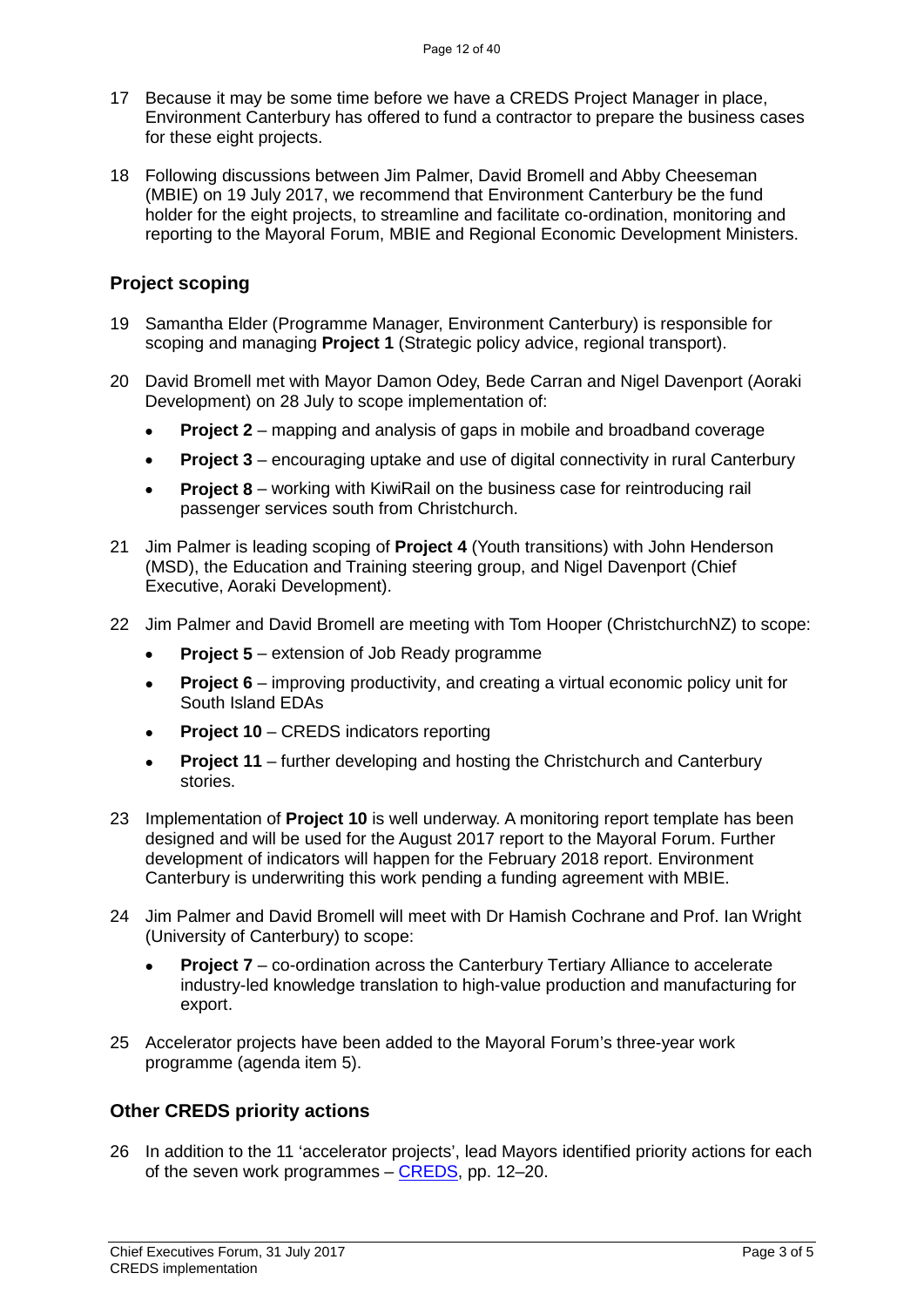17 Because it may be some time before we have a CREDS Project Manager in place, Environment Canterbury has offered to fund a contractor to prepare the business cases for these eight projects.

18 Following discussions between Jim Palmer, David Bromell and Abby Cheeseman (MBIE) on 19 July 2017, we recommend that Environment Canterbury be the fund holder for the eight projects, to streamline and facilitate co-ordination, monitoring and reporting to the Mayoral Forum, MBIE and Regional Economic Development Ministers.

## Project scoping

19 Samantha Elder (Programme Manager, Environment Canterbury) is responsible for scoping and managing **Project 1** (Strategic policy advice, regional transport).

20 David Bromell met with Mayor Damon Odey, Bede Carran and Nigel Davenport (Aoraki Development) on 28 July to scope implementation of:

- **Project 2** – mapping and analysis of gaps in mobile and broadband coverage
- **Project 3** – encouraging uptake and use of digital connectivity in rural Canterbury
- **Project 8** – working with KiwiRail on the business case for reintroducing rail passenger services south from Christchurch.

21 Jim Palmer is leading scoping of **Project 4** (Youth transitions) with John Henderson (MSD), the Education and Training steering group, and Nigel Davenport (Chief Executive, Aoraki Development).

22 Jim Palmer and David Bromell are meeting with Tom Hooper (ChristchurchNZ) to scope:

- **Project 5** – extension of Job Ready programme
- **Project 6** – improving productivity, and creating a virtual economic policy unit for South Island EDAs
- **Project 10** – CREDS indicators reporting
- **Project 11** – further developing and hosting the Christchurch and Canterbury stories.

23 Implementation of **Project 10** is well underway. A monitoring report template has been designed and will be used for the August 2017 report to the Mayoral Forum. Further development of indicators will happen for the February 2018 report. Environment Canterbury is underwriting this work pending a funding agreement with MBIE.

24 Jim Palmer and David Bromell will meet with Dr Hamish Cochrane and Prof. Ian Wright (University of Canterbury) to scope:

- **Project 7** – co-ordination across the Canterbury Tertiary Alliance to accelerate industry-led knowledge translation to high-value production and manufacturing for export.

25 Accelerator projects have been added to the Mayoral Forum's three-year work programme (agenda item 5).

## Other CREDS priority actions

26 In addition to the 11 'accelerator projects', lead Mayors identified priority actions for each of the seven work programmes – CREDS, pp. 12–20.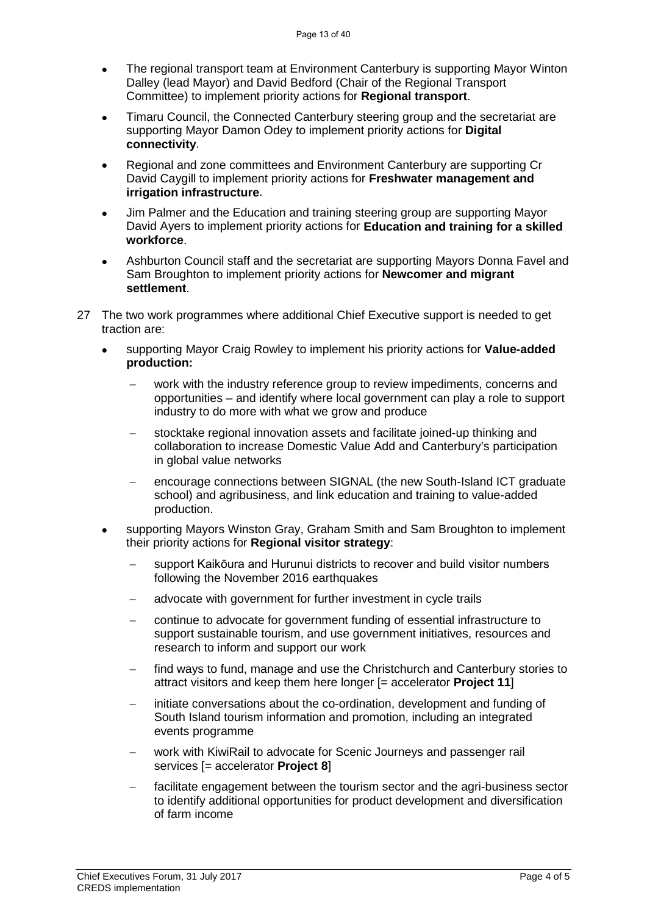- The regional transport team at Environment Canterbury is supporting Mayor Winton Dalley (lead Mayor) and David Bedford (Chair of the Regional Transport Committee) to implement priority actions for **Regional transport**.
- Timaru Council, the Connected Canterbury steering group and the secretariat are supporting Mayor Damon Odey to implement priority actions for **Digital connectivity**.
- Regional and zone committees and Environment Canterbury are supporting Cr David Caygill to implement priority actions for **Freshwater management and irrigation infrastructure**.
- Jim Palmer and the Education and training steering group are supporting Mayor David Ayers to implement priority actions for **Education and training for a skilled workforce**.
- Ashburton Council staff and the secretariat are supporting Mayors Donna Favel and Sam Broughton to implement priority actions for **Newcomer and migrant settlement**.

27 The two work programmes where additional Chief Executive support is needed to get traction are:

- supporting Mayor Craig Rowley to implement his priority actions for **Value-added production:**
  - work with the industry reference group to review impediments, concerns and opportunities – and identify where local government can play a role to support industry to do more with what we grow and produce
  - stocktake regional innovation assets and facilitate joined-up thinking and collaboration to increase Domestic Value Add and Canterbury's participation in global value networks
  - encourage connections between SIGNAL (the new South-Island ICT graduate school) and agribusiness, and link education and training to value-added production.
- supporting Mayors Winston Gray, Graham Smith and Sam Broughton to implement their priority actions for **Regional visitor strategy**:
  - support Kaikōura and Hurunui districts to recover and build visitor numbers following the November 2016 earthquakes
  - advocate with government for further investment in cycle trails
  - continue to advocate for government funding of essential infrastructure to support sustainable tourism, and use government initiatives, resources and research to inform and support our work
  - find ways to fund, manage and use the Christchurch and Canterbury stories to attract visitors and keep them here longer [= accelerator **Project 11**]
  - initiate conversations about the co-ordination, development and funding of South Island tourism information and promotion, including an integrated events programme
  - work with KiwiRail to advocate for Scenic Journeys and passenger rail services [= accelerator **Project 8**]
  - facilitate engagement between the tourism sector and the agri-business sector to identify additional opportunities for product development and diversification of farm income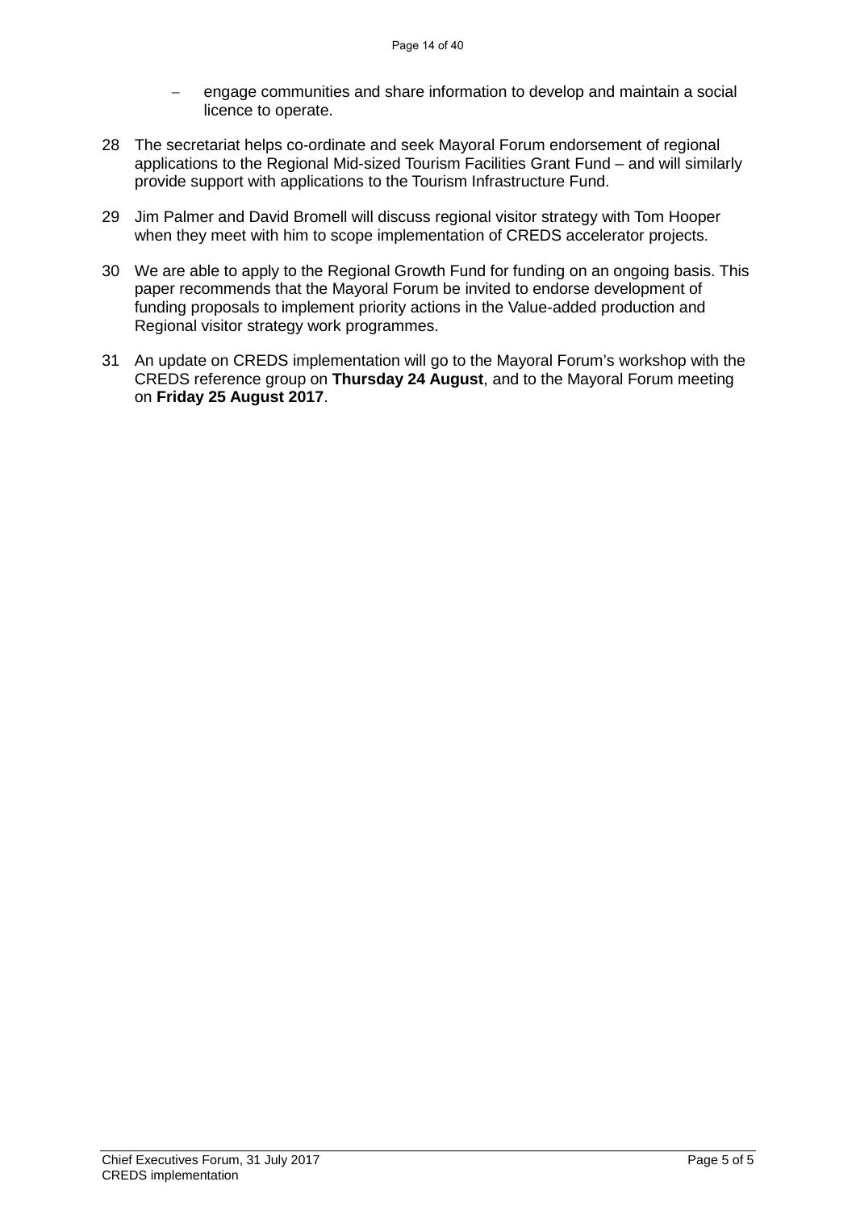- engage communities and share information to develop and maintain a social licence to operate.

28 The secretariat helps co-ordinate and seek Mayoral Forum endorsement of regional applications to the Regional Mid-sized Tourism Facilities Grant Fund – and will similarly provide support with applications to the Tourism Infrastructure Fund.

29 Jim Palmer and David Bromell will discuss regional visitor strategy with Tom Hooper when they meet with him to scope implementation of CREDS accelerator projects.

30 We are able to apply to the Regional Growth Fund for funding on an ongoing basis. This paper recommends that the Mayoral Forum be invited to endorse development of funding proposals to implement priority actions in the Value-added production and Regional visitor strategy work programmes.

31 An update on CREDS implementation will go to the Mayoral Forum's workshop with the CREDS reference group on **Thursday 24 August**, and to the Mayoral Forum meeting on **Friday 25 August 2017**.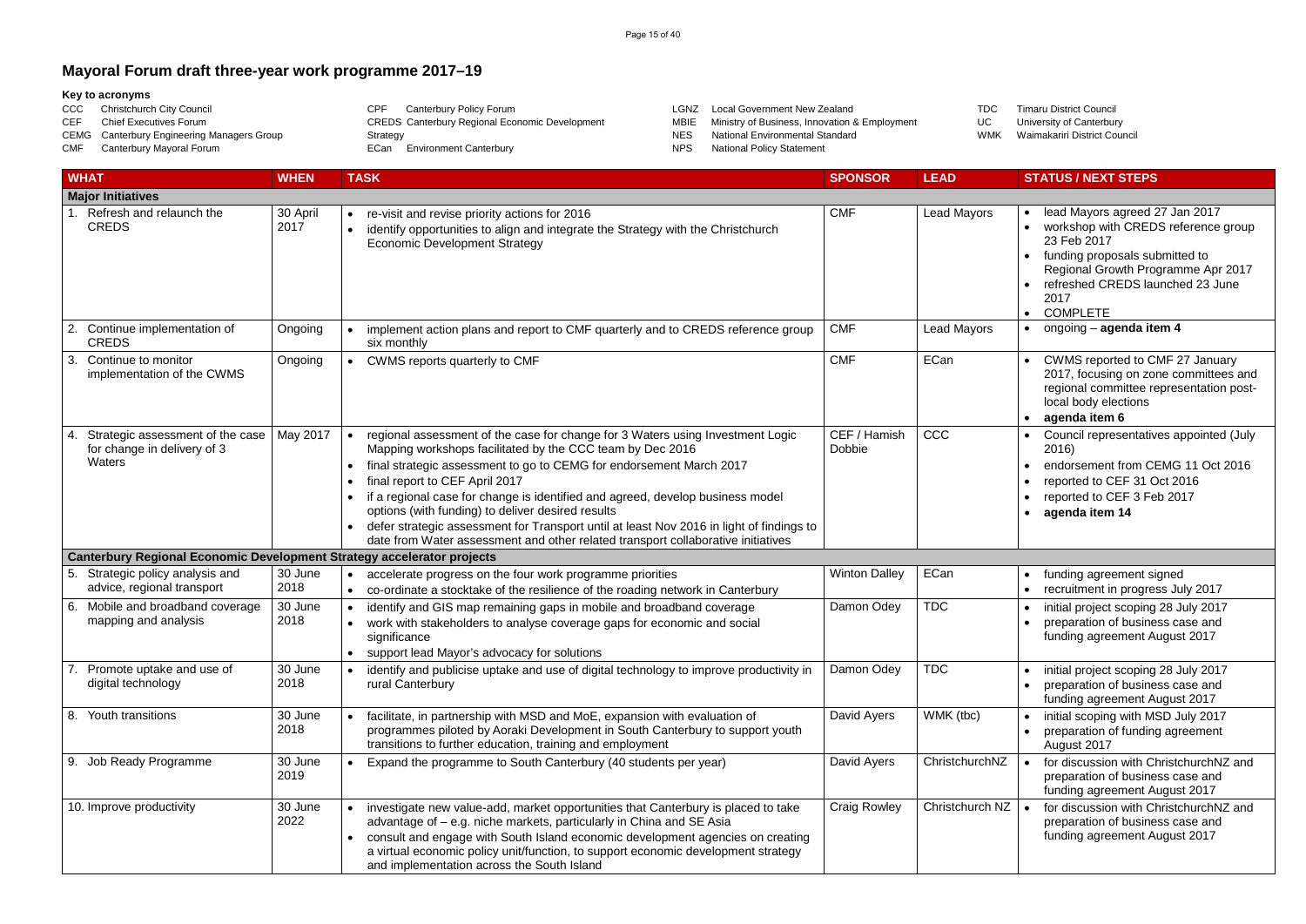# Mayoral Forum draft three-year work programme 2017–19

**Key to acronyms**

- CCC Christchurch City Council
- CEF Chief Executives Forum
- CEMG Canterbury Engineering Managers Group
- CMF Canterbury Mayoral Forum
- CPF Canterbury Policy Forum
- CREDS Canterbury Regional Economic Development Strategy
- ECan Environment Canterbury
- LGNZ Local Government New Zealand
- MBIE Ministry of Business, Innovation & Employment
- NES National Environmental Standard
- NPS National Policy Statement
- TDC Timaru District Council
- UC University of Canterbury
- WMK Waimakariri District Council

| WHAT | WHEN | TASK | SPONSOR | LEAD | STATUS / NEXT STEPS |
|---|---|---|---|---|---|
| **Major Initiatives** | | | | | |
| 1. Refresh and relaunch the CREDS | 30 April 2017 | • re-visit and revise priority actions for 2016<br>• identify opportunities to align and integrate the Strategy with the Christchurch Economic Development Strategy | CMF | Lead Mayors | • lead Mayors agreed 27 Jan 2017<br>• workshop with CREDS reference group 23 Feb 2017<br>• funding proposals submitted to Regional Growth Programme Apr 2017<br>• refreshed CREDS launched 23 June 2017<br>• COMPLETE |
| 2. Continue implementation of CREDS | Ongoing | • implement action plans and report to CMF quarterly and to CREDS reference group six monthly | CMF | Lead Mayors | • ongoing – **agenda item 4** |
| 3. Continue to monitor implementation of the CWMS | Ongoing | • CWMS reports quarterly to CMF | CMF | ECan | • CWMS reported to CMF 27 January 2017, focusing on zone committees and regional committee representation post-local body elections<br>• **agenda item 6** |
| 4. Strategic assessment of the case for change in delivery of 3 Waters | May 2017 | • regional assessment of the case for change for 3 Waters using Investment Logic Mapping workshops facilitated by the CCC team by Dec 2016<br>• final strategic assessment to go to CEMG for endorsement March 2017<br>• final report to CEF April 2017<br>• if a regional case for change is identified and agreed, develop business model options (with funding) to deliver desired results<br>• defer strategic assessment for Transport until at least Nov 2016 in light of findings to date from Water assessment and other related transport collaborative initiatives | CEF / Hamish Dobbie | CCC | • Council representatives appointed (July 2016)<br>• endorsement from CEMG 11 Oct 2016<br>• reported to CEF 31 Oct 2016<br>• reported to CEF 3 Feb 2017<br>• **agenda item 14** |
| **Canterbury Regional Economic Development Strategy accelerator projects** | | | | | |
| 5. Strategic policy analysis and advice, regional transport | 30 June 2018 | • accelerate progress on the four work programme priorities<br>• co-ordinate a stocktake of the resilience of the roading network in Canterbury | Winton Dalley | ECan | • funding agreement signed<br>• recruitment in progress July 2017 |
| 6. Mobile and broadband coverage mapping and analysis | 30 June 2018 | • identify and GIS map remaining gaps in mobile and broadband coverage<br>• work with stakeholders to analyse coverage gaps for economic and social significance<br>• support lead Mayor's advocacy for solutions | Damon Odey | TDC | • initial project scoping 28 July 2017<br>• preparation of business case and funding agreement August 2017 |
| 7. Promote uptake and use of digital technology | 30 June 2018 | • identify and publicise uptake and use of digital technology to improve productivity in rural Canterbury | Damon Odey | TDC | • initial project scoping 28 July 2017<br>• preparation of business case and funding agreement August 2017 |
| 8. Youth transitions | 30 June 2018 | • facilitate, in partnership with MSD and MoE, expansion with evaluation of programmes piloted by Aoraki Development in South Canterbury to support youth transitions to further education, training and employment | David Ayers | WMK (tbc) | • initial scoping with MSD July 2017<br>• preparation of funding agreement August 2017 |
| 9. Job Ready Programme | 30 June 2019 | • Expand the programme to South Canterbury (40 students per year) | David Ayers | ChristchurchNZ | • for discussion with ChristchurchNZ and preparation of business case and funding agreement August 2017 |
| 10. Improve productivity | 30 June 2022 | • investigate new value-add, market opportunities that Canterbury is placed to take advantage of – e.g. niche markets, particularly in China and SE Asia<br>• consult and engage with South Island economic development agencies on creating a virtual economic policy unit/function, to support economic development strategy and implementation across the South Island | Craig Rowley | Christchurch NZ | • for discussion with ChristchurchNZ and preparation of business case and funding agreement August 2017 |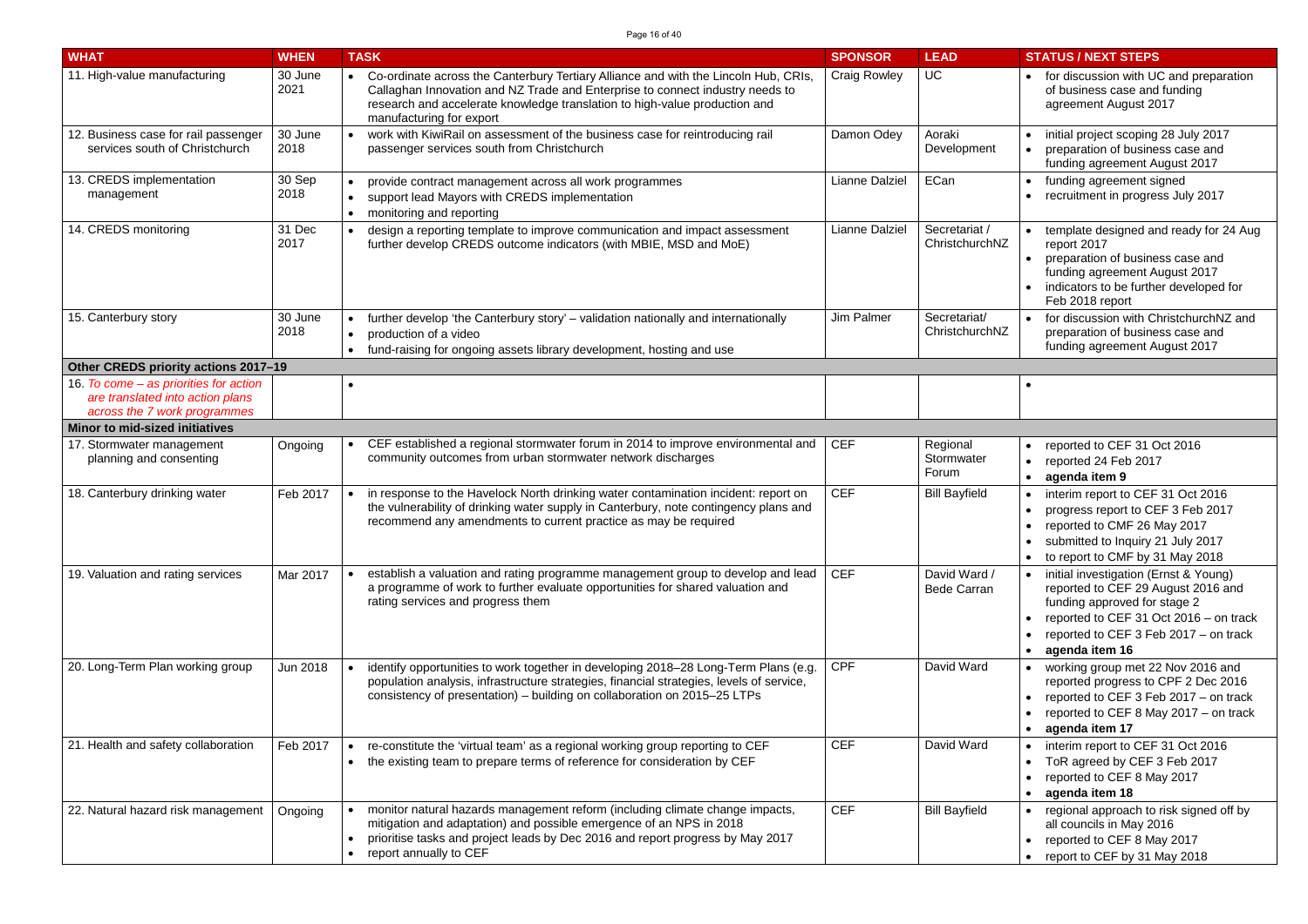| WHAT | WHEN | TASK | SPONSOR | LEAD | STATUS / NEXT STEPS |
|---|---|---|---|---|---|
| 11. High-value manufacturing | 30 June 2021 | • Co-ordinate across the Canterbury Tertiary Alliance and with the Lincoln Hub, CRIs, Callaghan Innovation and NZ Trade and Enterprise to connect industry needs to research and accelerate knowledge translation to high-value production and manufacturing for export | Craig Rowley | UC | • for discussion with UC and preparation of business case and funding agreement August 2017 |
| 12. Business case for rail passenger services south of Christchurch | 30 June 2018 | • work with KiwiRail on assessment of the business case for reintroducing rail passenger services south from Christchurch | Damon Odey | Aoraki Development | • initial project scoping 28 July 2017<br>• preparation of business case and funding agreement August 2017 |
| 13. CREDS implementation management | 30 Sep 2018 | • provide contract management across all work programmes<br>• support lead Mayors with CREDS implementation<br>• monitoring and reporting | Lianne Dalziel | ECan | • funding agreement signed<br>• recruitment in progress July 2017 |
| 14. CREDS monitoring | 31 Dec 2017 | • design a reporting template to improve communication and impact assessment further develop CREDS outcome indicators (with MBIE, MSD and MoE) | Lianne Dalziel | Secretariat / ChristchurchNZ | • template designed and ready for 24 Aug report 2017<br>• preparation of business case and funding agreement August 2017<br>• indicators to be further developed for Feb 2018 report |
| 15. Canterbury story | 30 June 2018 | • further develop 'the Canterbury story' – validation nationally and internationally<br>• production of a video<br>• fund-raising for ongoing assets library development, hosting and use | Jim Palmer | Secretariat/ ChristchurchNZ | • for discussion with ChristchurchNZ and preparation of business case and funding agreement August 2017 |
| **Other CREDS priority actions 2017–19** | | | | | |
| 16. *To come – as priorities for action are translated into action plans across the 7 work programmes* | | • | | | • |
| **Minor to mid-sized initiatives** | | | | | |
| 17. Stormwater management planning and consenting | Ongoing | • CEF established a regional stormwater forum in 2014 to improve environmental and community outcomes from urban stormwater network discharges | CEF | Regional Stormwater Forum | • reported to CEF 31 Oct 2016<br>• reported 24 Feb 2017<br>• **agenda item 9** |
| 18. Canterbury drinking water | Feb 2017 | • in response to the Havelock North drinking water contamination incident: report on the vulnerability of drinking water supply in Canterbury, note contingency plans and recommend any amendments to current practice as may be required | CEF | Bill Bayfield | • interim report to CEF 31 Oct 2016<br>• progress report to CEF 3 Feb 2017<br>• reported to CMF 26 May 2017<br>• submitted to Inquiry 21 July 2017<br>• to report to CMF by 31 May 2018 |
| 19. Valuation and rating services | Mar 2017 | • establish a valuation and rating programme management group to develop and lead a programme of work to further evaluate opportunities for shared valuation and rating services and progress them | CEF | David Ward / Bede Carran | • initial investigation (Ernst & Young) reported to CEF 29 August 2016 and funding approved for stage 2<br>• reported to CEF 31 Oct 2016 – on track<br>• reported to CEF 3 Feb 2017 – on track<br>• **agenda item 16** |
| 20. Long-Term Plan working group | Jun 2018 | • identify opportunities to work together in developing 2018–28 Long-Term Plans (e.g. population analysis, infrastructure strategies, financial strategies, levels of service, consistency of presentation) – building on collaboration on 2015–25 LTPs | CPF | David Ward | • working group met 22 Nov 2016 and reported progress to CPF 2 Dec 2016<br>• reported to CEF 3 Feb 2017 – on track<br>• reported to CEF 8 May 2017 – on track<br>• **agenda item 17** |
| 21. Health and safety collaboration | Feb 2017 | • re-constitute the 'virtual team' as a regional working group reporting to CEF<br>• the existing team to prepare terms of reference for consideration by CEF | CEF | David Ward | • interim report to CEF 31 Oct 2016<br>• ToR agreed by CEF 3 Feb 2017<br>• reported to CEF 8 May 2017<br>• **agenda item 18** |
| 22. Natural hazard risk management | Ongoing | • monitor natural hazards management reform (including climate change impacts, mitigation and adaptation) and possible emergence of an NPS in 2018<br>• prioritise tasks and project leads by Dec 2016 and report progress by May 2017<br>• report annually to CEF | CEF | Bill Bayfield | • regional approach to risk signed off by all councils in May 2016<br>• reported to CEF 8 May 2017<br>• report to CEF by 31 May 2018 |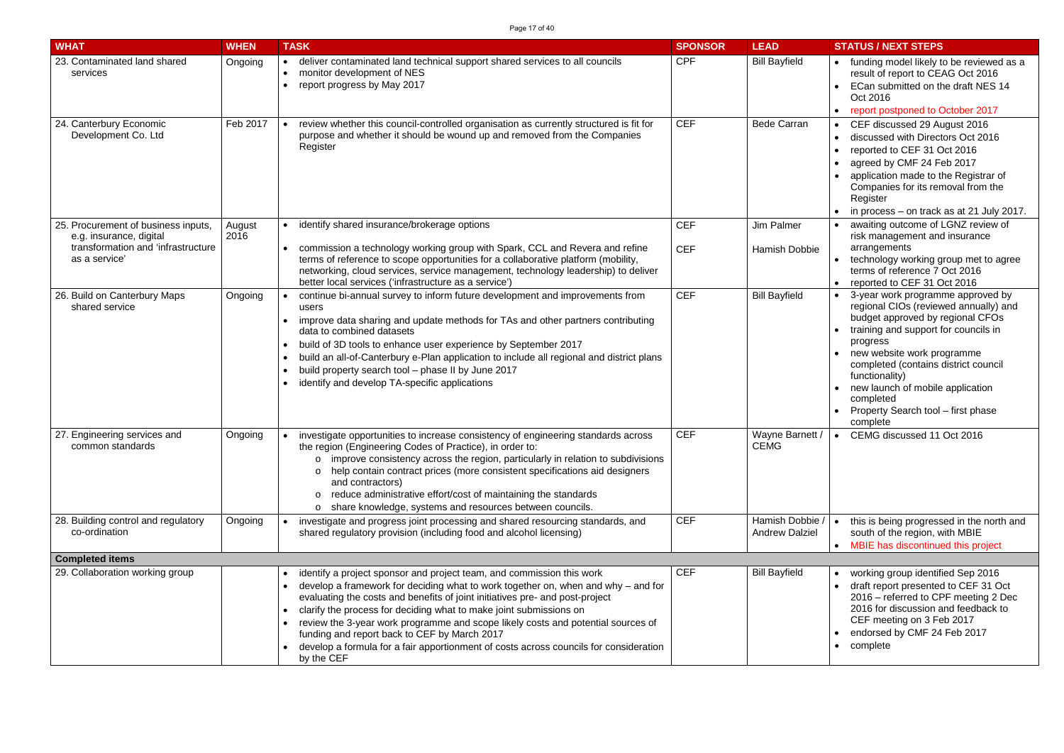| WHAT | WHEN | TASK | SPONSOR | LEAD | STATUS / NEXT STEPS |
|---|---|---|---|---|---|
| 23. Contaminated land shared services | Ongoing | • deliver contaminated land technical support shared services to all councils<br>• monitor development of NES<br>• report progress by May 2017 | CPF | Bill Bayfield | • funding model likely to be reviewed as a result of report to CEAG Oct 2016<br>• ECan submitted on the draft NES 14 Oct 2016<br>• report postponed to October 2017 |
| 24. Canterbury Economic Development Co. Ltd | Feb 2017 | • review whether this council-controlled organisation as currently structured is fit for purpose and whether it should be wound up and removed from the Companies Register | CEF | Bede Carran | • CEF discussed 29 August 2016<br>• discussed with Directors Oct 2016<br>• reported to CEF 31 Oct 2016<br>• agreed by CMF 24 Feb 2017<br>• application made to the Registrar of Companies for its removal from the Register<br>• in process – on track as at 21 July 2017. |
| 25. Procurement of business inputs, e.g. insurance, digital transformation and 'infrastructure as a service' | August 2016 | • identify shared insurance/brokerage options<br>• commission a technology working group with Spark, CCL and Revera and refine terms of reference to scope opportunities for a collaborative platform (mobility, networking, cloud services, service management, technology leadership) to deliver better local services ('infrastructure as a service') | CEF<br>CEF | Jim Palmer<br>Hamish Dobbie | • awaiting outcome of LGNZ review of risk management and insurance arrangements<br>• technology working group met to agree terms of reference 7 Oct 2016<br>• reported to CEF 31 Oct 2016 |
| 26. Build on Canterbury Maps shared service | Ongoing | • continue bi-annual survey to inform future development and improvements from users<br>• improve data sharing and update methods for TAs and other partners contributing data to combined datasets<br>• build of 3D tools to enhance user experience by September 2017<br>• build an all-of-Canterbury e-Plan application to include all regional and district plans<br>• build property search tool – phase II by June 2017<br>• identify and develop TA-specific applications | CEF | Bill Bayfield | • 3-year work programme approved by regional CIOs (reviewed annually) and budget approved by regional CFOs<br>• training and support for councils in progress<br>• new website work programme completed (contains district council functionality)<br>• new launch of mobile application completed<br>• Property Search tool – first phase complete |
| 27. Engineering services and common standards | Ongoing | • investigate opportunities to increase consistency of engineering standards across the region (Engineering Codes of Practice), in order to:<br>  o improve consistency across the region, particularly in relation to subdivisions<br>  o help contain contract prices (more consistent specifications aid designers and contractors)<br>  o reduce administrative effort/cost of maintaining the standards<br>  o share knowledge, systems and resources between councils. | CEF | Wayne Barnett / CEMG | • CEMG discussed 11 Oct 2016 |
| 28. Building control and regulatory co-ordination | Ongoing | • investigate and progress joint processing and shared resourcing standards, and shared regulatory provision (including food and alcohol licensing) | CEF | Hamish Dobbie / Andrew Dalziel | • this is being progressed in the north and south of the region, with MBIE<br>• MBIE has discontinued this project |
| **Completed items** | | | | | |
| 29. Collaboration working group | | • identify a project sponsor and project team, and commission this work<br>• develop a framework for deciding what to work together on, when and why – and for evaluating the costs and benefits of joint initiatives pre- and post-project<br>• clarify the process for deciding what to make joint submissions on<br>• review the 3-year work programme and scope likely costs and potential sources of funding and report back to CEF by March 2017<br>• develop a formula for a fair apportionment of costs across councils for consideration by the CEF | CEF | Bill Bayfield | • working group identified Sep 2016<br>• draft report presented to CEF 31 Oct 2016 – referred to CPF meeting 2 Dec 2016 for discussion and feedback to CEF meeting on 3 Feb 2017<br>• endorsed by CMF 24 Feb 2017<br>• complete |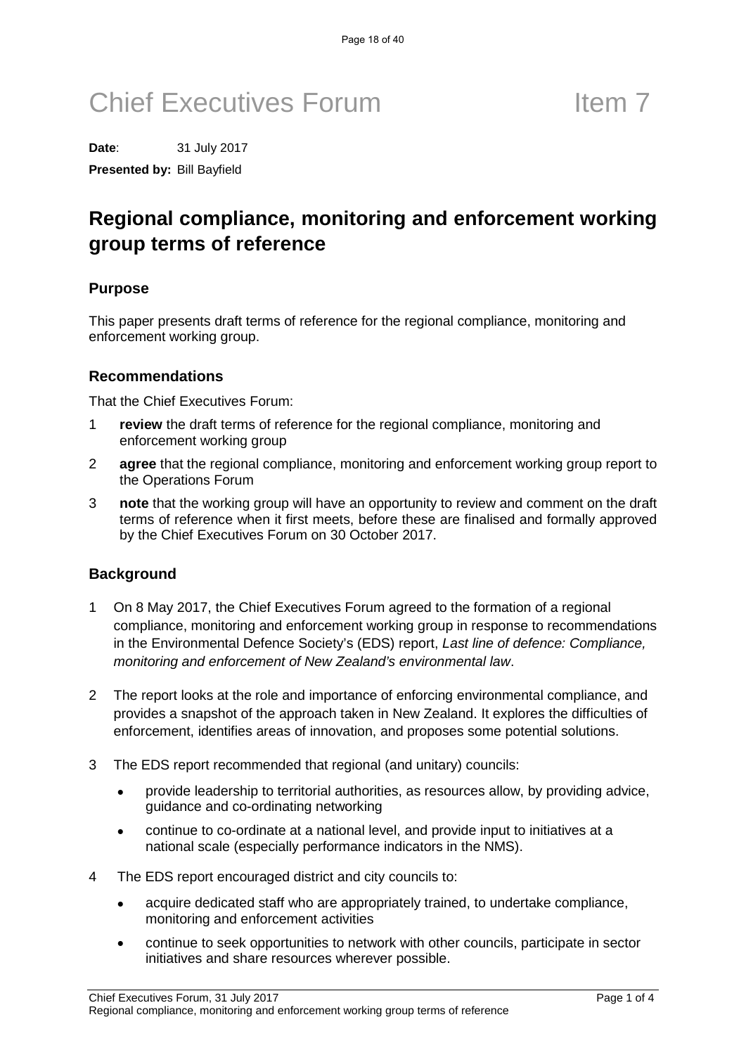# Chief Executives Forum Item 7

**Date**: 31 July 2017

**Presented by:** Bill Bayfield

## Regional compliance, monitoring and enforcement working group terms of reference

### Purpose

This paper presents draft terms of reference for the regional compliance, monitoring and enforcement working group.

### Recommendations

That the Chief Executives Forum:

1 **review** the draft terms of reference for the regional compliance, monitoring and enforcement working group

2 **agree** that the regional compliance, monitoring and enforcement working group report to the Operations Forum

3 **note** that the working group will have an opportunity to review and comment on the draft terms of reference when it first meets, before these are finalised and formally approved by the Chief Executives Forum on 30 October 2017.

### Background

1 On 8 May 2017, the Chief Executives Forum agreed to the formation of a regional compliance, monitoring and enforcement working group in response to recommendations in the Environmental Defence Society's (EDS) report, *Last line of defence: Compliance, monitoring and enforcement of New Zealand's environmental law*.

2 The report looks at the role and importance of enforcing environmental compliance, and provides a snapshot of the approach taken in New Zealand. It explores the difficulties of enforcement, identifies areas of innovation, and proposes some potential solutions.

3 The EDS report recommended that regional (and unitary) councils:

- provide leadership to territorial authorities, as resources allow, by providing advice, guidance and co-ordinating networking
- continue to co-ordinate at a national level, and provide input to initiatives at a national scale (especially performance indicators in the NMS).

4 The EDS report encouraged district and city councils to:

- acquire dedicated staff who are appropriately trained, to undertake compliance, monitoring and enforcement activities
- continue to seek opportunities to network with other councils, participate in sector initiatives and share resources wherever possible.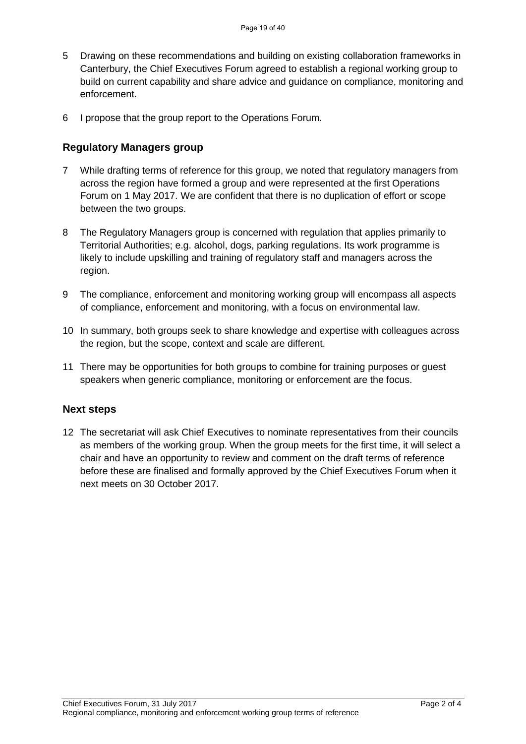5 Drawing on these recommendations and building on existing collaboration frameworks in Canterbury, the Chief Executives Forum agreed to establish a regional working group to build on current capability and share advice and guidance on compliance, monitoring and enforcement.

6 I propose that the group report to the Operations Forum.

## Regulatory Managers group

7 While drafting terms of reference for this group, we noted that regulatory managers from across the region have formed a group and were represented at the first Operations Forum on 1 May 2017. We are confident that there is no duplication of effort or scope between the two groups.

8 The Regulatory Managers group is concerned with regulation that applies primarily to Territorial Authorities; e.g. alcohol, dogs, parking regulations. Its work programme is likely to include upskilling and training of regulatory staff and managers across the region.

9 The compliance, enforcement and monitoring working group will encompass all aspects of compliance, enforcement and monitoring, with a focus on environmental law.

10 In summary, both groups seek to share knowledge and expertise with colleagues across the region, but the scope, context and scale are different.

11 There may be opportunities for both groups to combine for training purposes or guest speakers when generic compliance, monitoring or enforcement are the focus.

## Next steps

12 The secretariat will ask Chief Executives to nominate representatives from their councils as members of the working group. When the group meets for the first time, it will select a chair and have an opportunity to review and comment on the draft terms of reference before these are finalised and formally approved by the Chief Executives Forum when it next meets on 30 October 2017.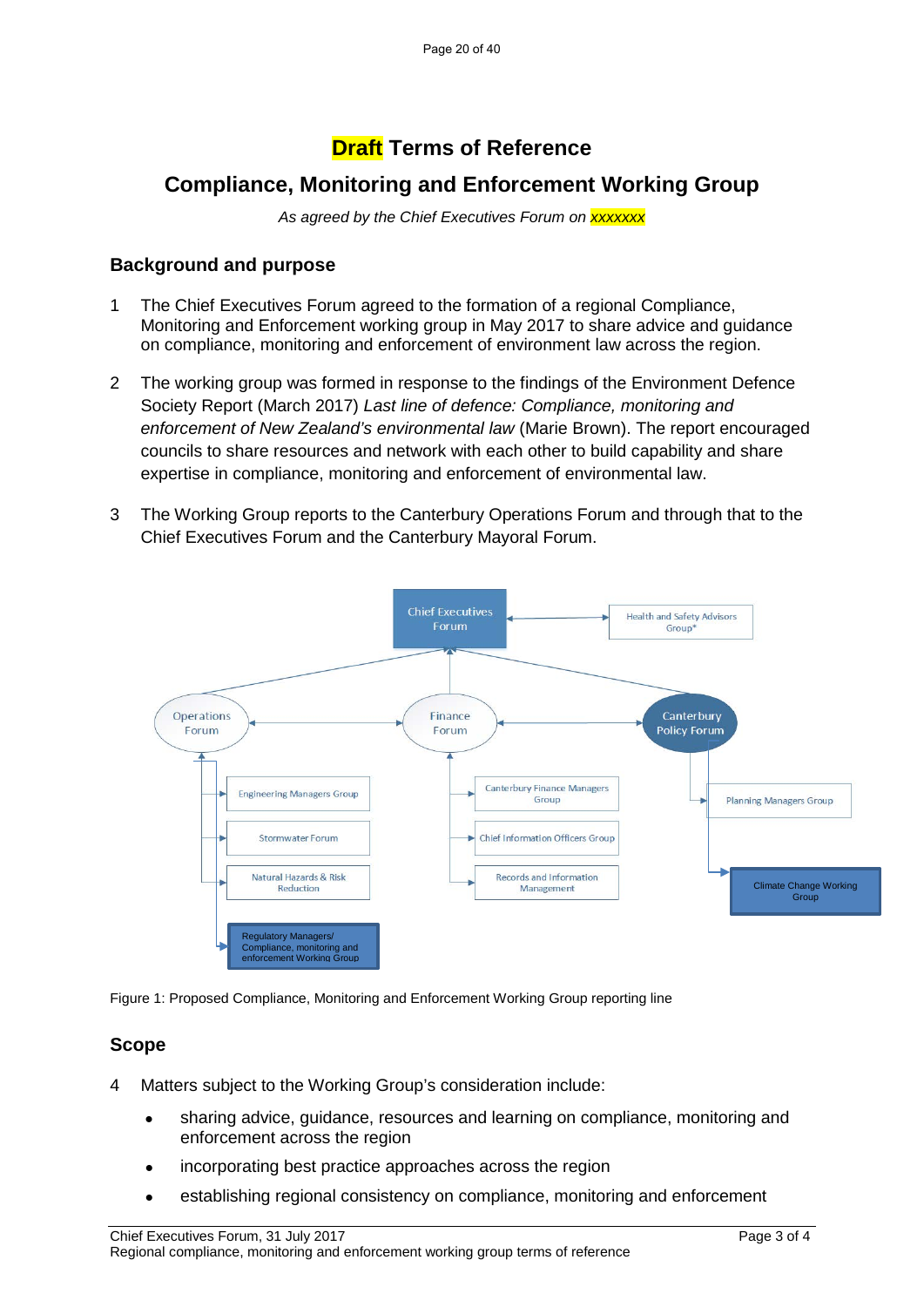# Draft Terms of Reference

## Compliance, Monitoring and Enforcement Working Group

*As agreed by the Chief Executives Forum on xxxxxxx*

### Background and purpose

1 The Chief Executives Forum agreed to the formation of a regional Compliance, Monitoring and Enforcement working group in May 2017 to share advice and guidance on compliance, monitoring and enforcement of environment law across the region.

2 The working group was formed in response to the findings of the Environment Defence Society Report (March 2017) *Last line of defence: Compliance, monitoring and enforcement of New Zealand's environmental law* (Marie Brown). The report encouraged councils to share resources and network with each other to build capability and share expertise in compliance, monitoring and enforcement of environmental law.

3 The Working Group reports to the Canterbury Operations Forum and through that to the Chief Executives Forum and the Canterbury Mayoral Forum.

Chief Executives Forum

Health and Safety Advisors Group*

Operations Forum

Finance Forum

Canterbury Policy Forum

Engineering Managers Group

Stormwater Forum

Natural Hazards & Risk Reduction

Regulatory Managers/ Compliance, monitoring and enforcement Working Group

Canterbury Finance Managers Group

Chief Information Officers Group

Records and Information Management

Planning Managers Group

Climate Change Working Group

Figure 1: Proposed Compliance, Monitoring and Enforcement Working Group reporting line

### Scope

4 Matters subject to the Working Group's consideration include:

- sharing advice, guidance, resources and learning on compliance, monitoring and enforcement across the region
- incorporating best practice approaches across the region
- establishing regional consistency on compliance, monitoring and enforcement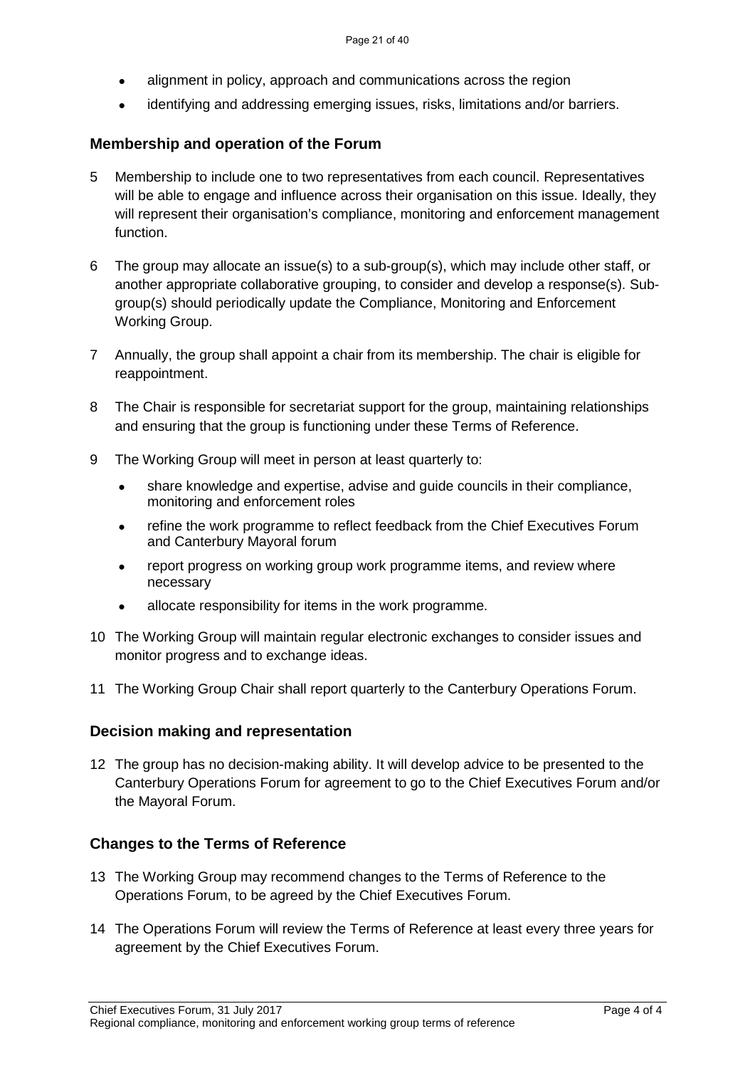- alignment in policy, approach and communications across the region
- identifying and addressing emerging issues, risks, limitations and/or barriers.

### Membership and operation of the Forum

5 Membership to include one to two representatives from each council. Representatives will be able to engage and influence across their organisation on this issue. Ideally, they will represent their organisation's compliance, monitoring and enforcement management function.

6 The group may allocate an issue(s) to a sub-group(s), which may include other staff, or another appropriate collaborative grouping, to consider and develop a response(s). Sub-group(s) should periodically update the Compliance, Monitoring and Enforcement Working Group.

7 Annually, the group shall appoint a chair from its membership. The chair is eligible for reappointment.

8 The Chair is responsible for secretariat support for the group, maintaining relationships and ensuring that the group is functioning under these Terms of Reference.

9 The Working Group will meet in person at least quarterly to:

- share knowledge and expertise, advise and guide councils in their compliance, monitoring and enforcement roles
- refine the work programme to reflect feedback from the Chief Executives Forum and Canterbury Mayoral forum
- report progress on working group work programme items, and review where necessary
- allocate responsibility for items in the work programme.

10 The Working Group will maintain regular electronic exchanges to consider issues and monitor progress and to exchange ideas.

11 The Working Group Chair shall report quarterly to the Canterbury Operations Forum.

### Decision making and representation

12 The group has no decision-making ability. It will develop advice to be presented to the Canterbury Operations Forum for agreement to go to the Chief Executives Forum and/or the Mayoral Forum.

### Changes to the Terms of Reference

13 The Working Group may recommend changes to the Terms of Reference to the Operations Forum, to be agreed by the Chief Executives Forum.

14 The Operations Forum will review the Terms of Reference at least every three years for agreement by the Chief Executives Forum.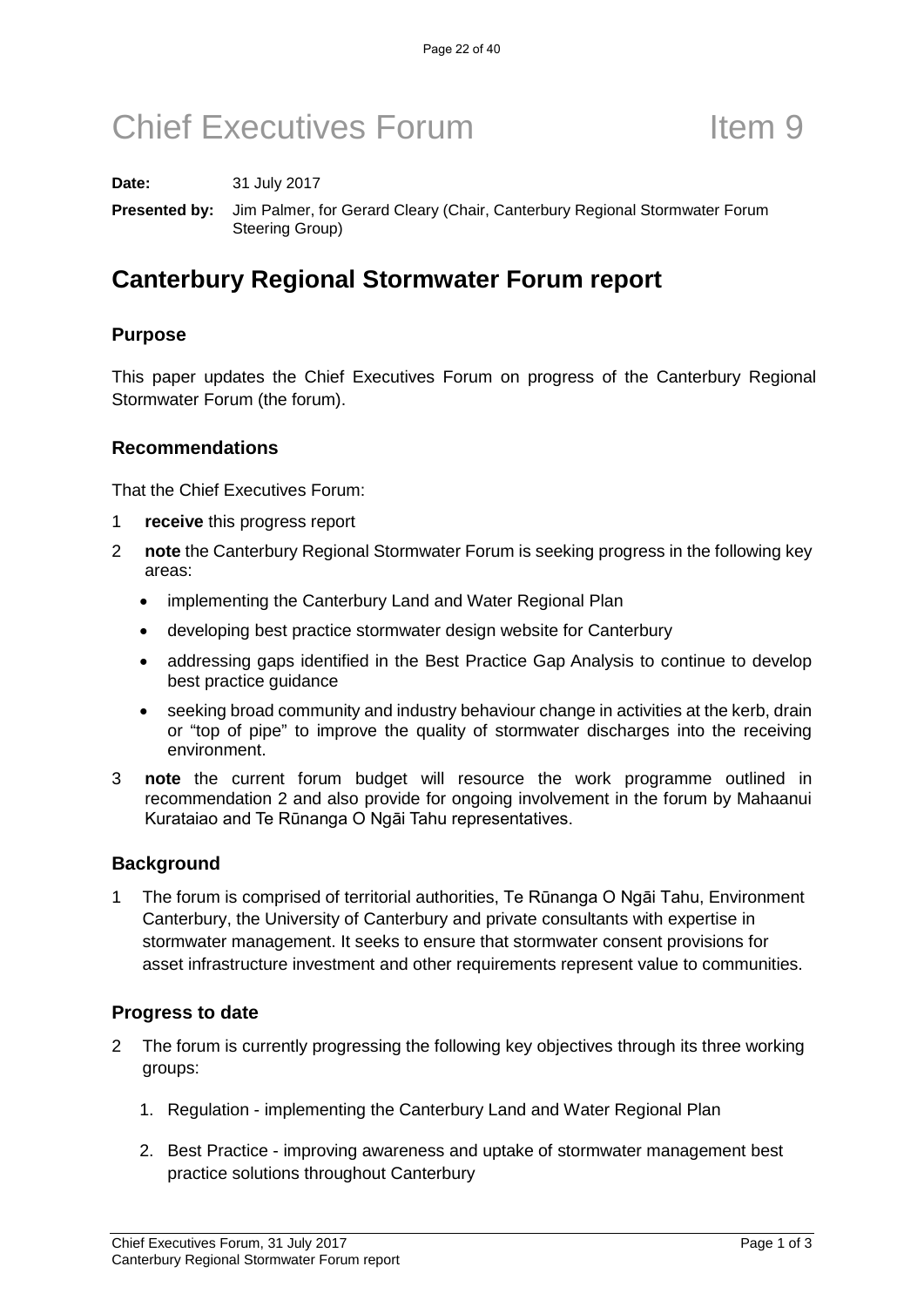# Chief Executives Forum Item 9

**Date:** 31 July 2017

**Presented by:** Jim Palmer, for Gerard Cleary (Chair, Canterbury Regional Stormwater Forum Steering Group)

## Canterbury Regional Stormwater Forum report

### Purpose

This paper updates the Chief Executives Forum on progress of the Canterbury Regional Stormwater Forum (the forum).

### Recommendations

That the Chief Executives Forum:

1 **receive** this progress report

2 **note** the Canterbury Regional Stormwater Forum is seeking progress in the following key areas:

- implementing the Canterbury Land and Water Regional Plan
- developing best practice stormwater design website for Canterbury
- addressing gaps identified in the Best Practice Gap Analysis to continue to develop best practice guidance
- seeking broad community and industry behaviour change in activities at the kerb, drain or "top of pipe" to improve the quality of stormwater discharges into the receiving environment.

3 **note** the current forum budget will resource the work programme outlined in recommendation 2 and also provide for ongoing involvement in the forum by Mahaanui Kurataiao and Te Rūnanga O Ngāi Tahu representatives.

### Background

1 The forum is comprised of territorial authorities, Te Rūnanga O Ngāi Tahu, Environment Canterbury, the University of Canterbury and private consultants with expertise in stormwater management. It seeks to ensure that stormwater consent provisions for asset infrastructure investment and other requirements represent value to communities.

### Progress to date

2 The forum is currently progressing the following key objectives through its three working groups:

1. Regulation - implementing the Canterbury Land and Water Regional Plan
2. Best Practice - improving awareness and uptake of stormwater management best practice solutions throughout Canterbury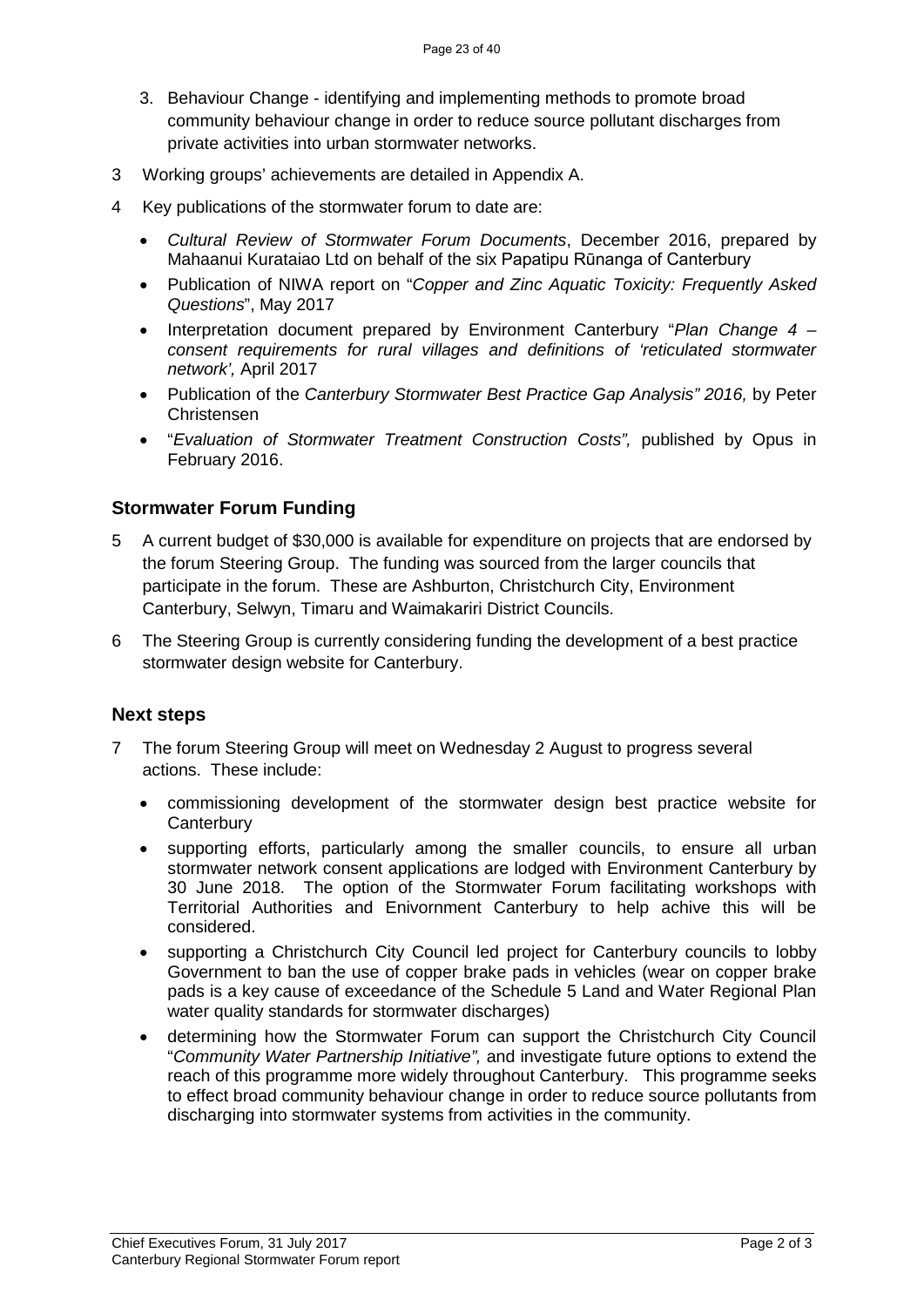3. Behaviour Change - identifying and implementing methods to promote broad community behaviour change in order to reduce source pollutant discharges from private activities into urban stormwater networks.

3 Working groups' achievements are detailed in Appendix A.

4 Key publications of the stormwater forum to date are:

- *Cultural Review of Stormwater Forum Documents*, December 2016, prepared by Mahaanui Kurataiao Ltd on behalf of the six Papatipu Rūnanga of Canterbury
- Publication of NIWA report on "*Copper and Zinc Aquatic Toxicity: Frequently Asked Questions*", May 2017
- Interpretation document prepared by Environment Canterbury "*Plan Change 4 – consent requirements for rural villages and definitions of 'reticulated stormwater network',* April 2017
- Publication of the *Canterbury Stormwater Best Practice Gap Analysis" 2016,* by Peter Christensen
- "*Evaluation of Stormwater Treatment Construction Costs",* published by Opus in February 2016.

## Stormwater Forum Funding

5 A current budget of $30,000 is available for expenditure on projects that are endorsed by the forum Steering Group. The funding was sourced from the larger councils that participate in the forum. These are Ashburton, Christchurch City, Environment Canterbury, Selwyn, Timaru and Waimakariri District Councils.

6 The Steering Group is currently considering funding the development of a best practice stormwater design website for Canterbury.

## Next steps

7 The forum Steering Group will meet on Wednesday 2 August to progress several actions. These include:

- commissioning development of the stormwater design best practice website for Canterbury
- supporting efforts, particularly among the smaller councils, to ensure all urban stormwater network consent applications are lodged with Environment Canterbury by 30 June 2018. The option of the Stormwater Forum facilitating workshops with Territorial Authorities and Enivornment Canterbury to help achive this will be considered.
- supporting a Christchurch City Council led project for Canterbury councils to lobby Government to ban the use of copper brake pads in vehicles (wear on copper brake pads is a key cause of exceedance of the Schedule 5 Land and Water Regional Plan water quality standards for stormwater discharges)
- determining how the Stormwater Forum can support the Christchurch City Council "*Community Water Partnership Initiative",* and investigate future options to extend the reach of this programme more widely throughout Canterbury. This programme seeks to effect broad community behaviour change in order to reduce source pollutants from discharging into stormwater systems from activities in the community.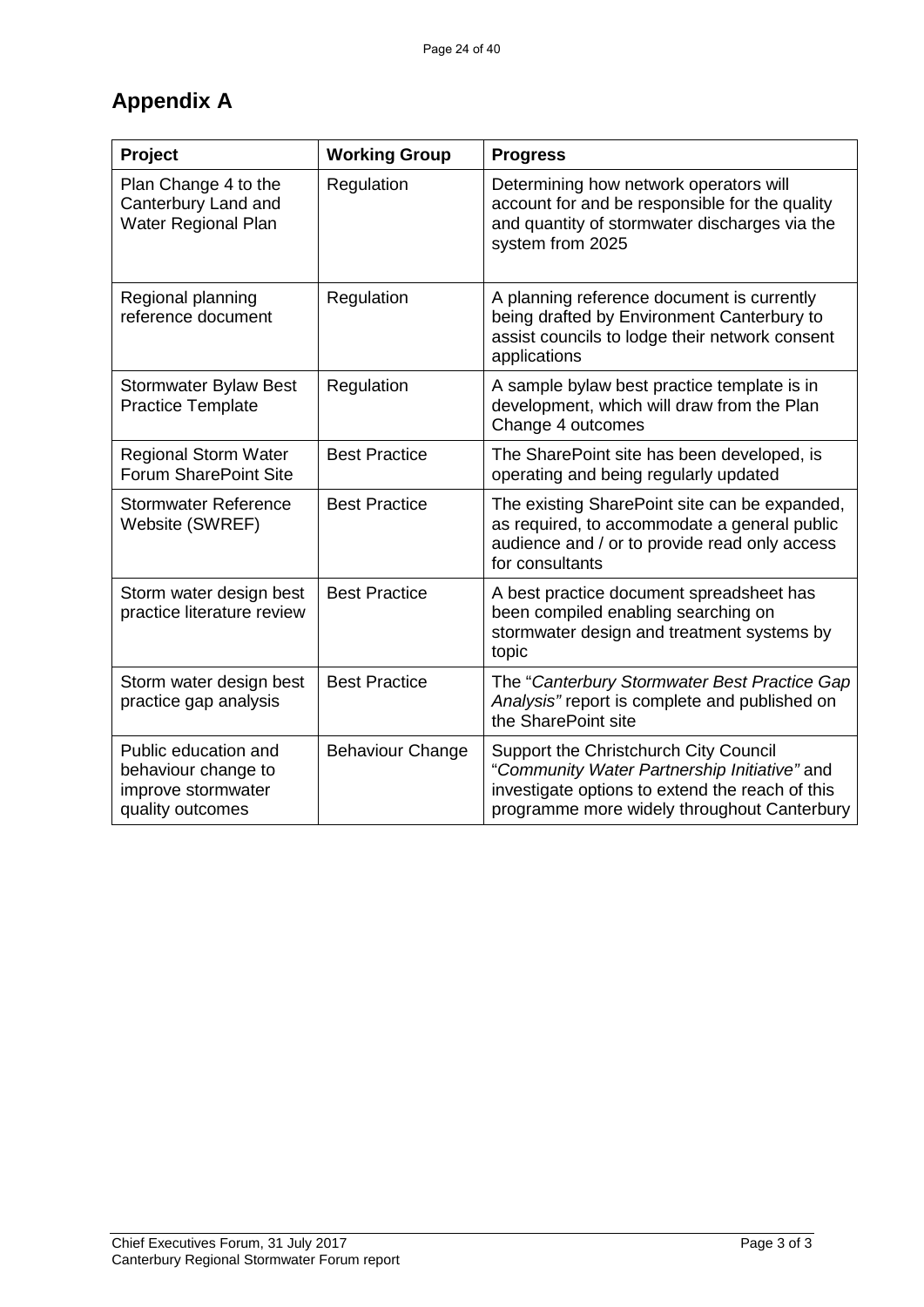## Appendix A

| Project | Working Group | Progress |
| --- | --- | --- |
| Plan Change 4 to the Canterbury Land and Water Regional Plan | Regulation | Determining how network operators will account for and be responsible for the quality and quantity of stormwater discharges via the system from 2025 |
| Regional planning reference document | Regulation | A planning reference document is currently being drafted by Environment Canterbury to assist councils to lodge their network consent applications |
| Stormwater Bylaw Best Practice Template | Regulation | A sample bylaw best practice template is in development, which will draw from the Plan Change 4 outcomes |
| Regional Storm Water Forum SharePoint Site | Best Practice | The SharePoint site has been developed, is operating and being regularly updated |
| Stormwater Reference Website (SWREF) | Best Practice | The existing SharePoint site can be expanded, as required, to accommodate a general public audience and / or to provide read only access for consultants |
| Storm water design best practice literature review | Best Practice | A best practice document spreadsheet has been compiled enabling searching on stormwater design and treatment systems by topic |
| Storm water design best practice gap analysis | Best Practice | The "*Canterbury Stormwater Best Practice Gap Analysis"* report is complete and published on the SharePoint site |
| Public education and behaviour change to improve stormwater quality outcomes | Behaviour Change | Support the Christchurch City Council "*Community Water Partnership Initiative"* and investigate options to extend the reach of this programme more widely throughout Canterbury |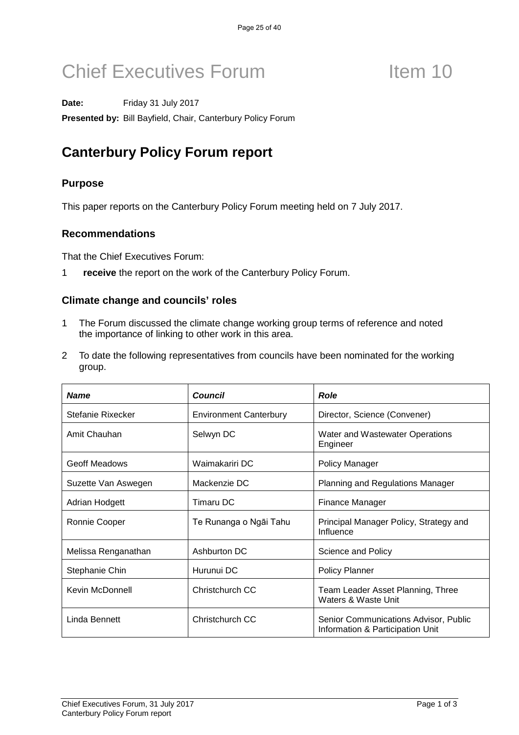# Chief Executives Forum Item 10

**Date:** Friday 31 July 2017

**Presented by:** Bill Bayfield, Chair, Canterbury Policy Forum

## Canterbury Policy Forum report

### Purpose

This paper reports on the Canterbury Policy Forum meeting held on 7 July 2017.

### Recommendations

That the Chief Executives Forum:

1 **receive** the report on the work of the Canterbury Policy Forum.

### Climate change and councils' roles

1 The Forum discussed the climate change working group terms of reference and noted the importance of linking to other work in this area.

2 To date the following representatives from councils have been nominated for the working group.

| ***Name*** | ***Council*** | ***Role*** |
|---|---|---|
| Stefanie Rixecker | Environment Canterbury | Director, Science (Convener) |
| Amit Chauhan | Selwyn DC | Water and Wastewater Operations Engineer |
| Geoff Meadows | Waimakariri DC | Policy Manager |
| Suzette Van Aswegen | Mackenzie DC | Planning and Regulations Manager |
| Adrian Hodgett | Timaru DC | Finance Manager |
| Ronnie Cooper | Te Runanga o Ngāi Tahu | Principal Manager Policy, Strategy and Influence |
| Melissa Renganathan | Ashburton DC | Science and Policy |
| Stephanie Chin | Hurunui DC | Policy Planner |
| Kevin McDonnell | Christchurch CC | Team Leader Asset Planning, Three Waters & Waste Unit |
| Linda Bennett | Christchurch CC | Senior Communications Advisor, Public Information & Participation Unit |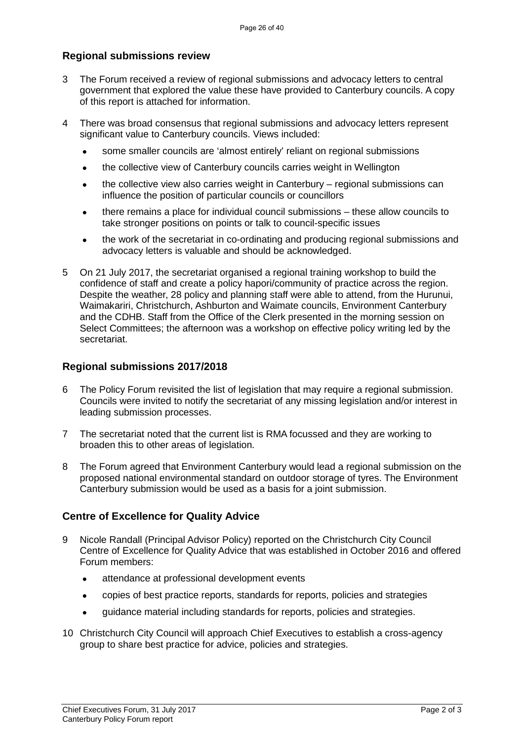## Regional submissions review

3 The Forum received a review of regional submissions and advocacy letters to central government that explored the value these have provided to Canterbury councils. A copy of this report is attached for information.

4 There was broad consensus that regional submissions and advocacy letters represent significant value to Canterbury councils. Views included:

- some smaller councils are 'almost entirely' reliant on regional submissions
- the collective view of Canterbury councils carries weight in Wellington
- the collective view also carries weight in Canterbury – regional submissions can influence the position of particular councils or councillors
- there remains a place for individual council submissions – these allow councils to take stronger positions on points or talk to council-specific issues
- the work of the secretariat in co-ordinating and producing regional submissions and advocacy letters is valuable and should be acknowledged.

5 On 21 July 2017, the secretariat organised a regional training workshop to build the confidence of staff and create a policy hapori/community of practice across the region. Despite the weather, 28 policy and planning staff were able to attend, from the Hurunui, Waimakariri, Christchurch, Ashburton and Waimate councils, Environment Canterbury and the CDHB. Staff from the Office of the Clerk presented in the morning session on Select Committees; the afternoon was a workshop on effective policy writing led by the secretariat.

## Regional submissions 2017/2018

6 The Policy Forum revisited the list of legislation that may require a regional submission. Councils were invited to notify the secretariat of any missing legislation and/or interest in leading submission processes.

7 The secretariat noted that the current list is RMA focussed and they are working to broaden this to other areas of legislation.

8 The Forum agreed that Environment Canterbury would lead a regional submission on the proposed national environmental standard on outdoor storage of tyres. The Environment Canterbury submission would be used as a basis for a joint submission.

## Centre of Excellence for Quality Advice

9 Nicole Randall (Principal Advisor Policy) reported on the Christchurch City Council Centre of Excellence for Quality Advice that was established in October 2016 and offered Forum members:

- attendance at professional development events
- copies of best practice reports, standards for reports, policies and strategies
- guidance material including standards for reports, policies and strategies.

10 Christchurch City Council will approach Chief Executives to establish a cross-agency group to share best practice for advice, policies and strategies.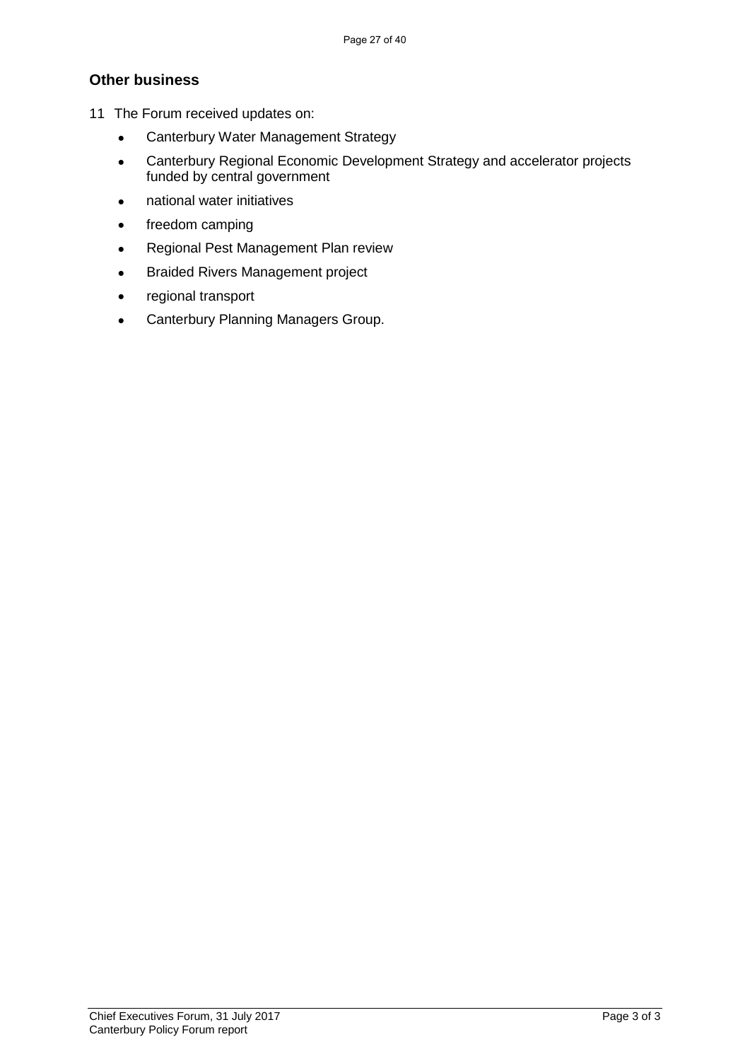## Other business

11 The Forum received updates on:

- Canterbury Water Management Strategy
- Canterbury Regional Economic Development Strategy and accelerator projects funded by central government
- national water initiatives
- freedom camping
- Regional Pest Management Plan review
- Braided Rivers Management project
- regional transport
- Canterbury Planning Managers Group.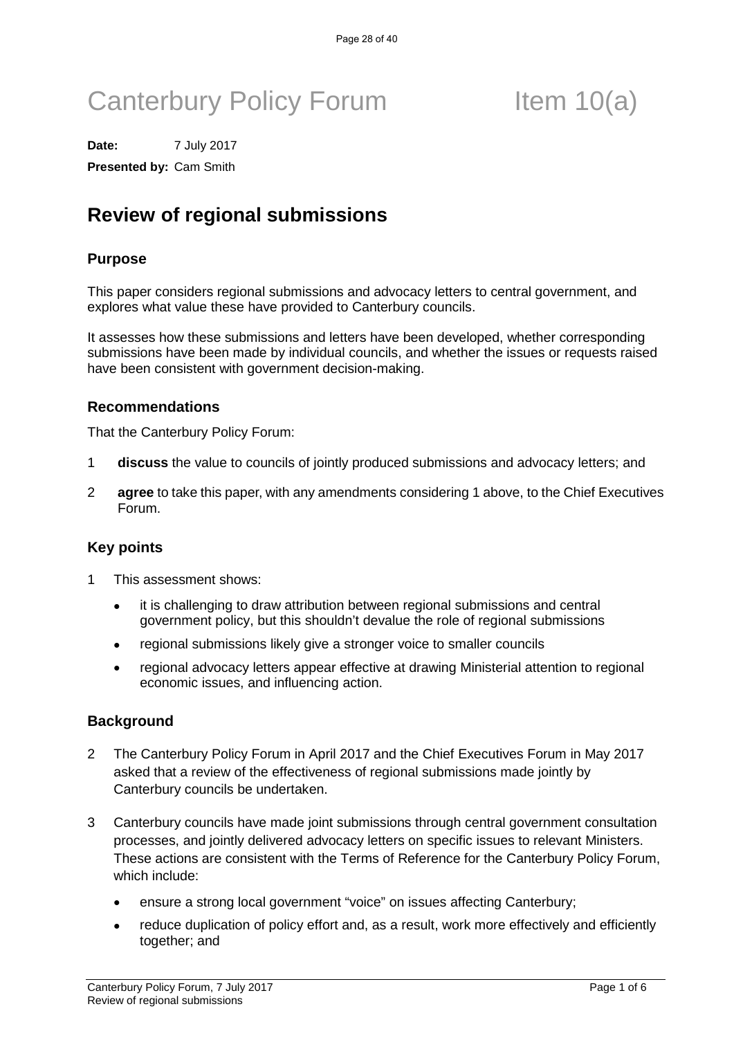# Canterbury Policy Forum Item 10(a)

**Date:** 7 July 2017

**Presented by:** Cam Smith

## Review of regional submissions

### Purpose

This paper considers regional submissions and advocacy letters to central government, and explores what value these have provided to Canterbury councils.

It assesses how these submissions and letters have been developed, whether corresponding submissions have been made by individual councils, and whether the issues or requests raised have been consistent with government decision-making.

### Recommendations

That the Canterbury Policy Forum:

1 **discuss** the value to councils of jointly produced submissions and advocacy letters; and

2 **agree** to take this paper, with any amendments considering 1 above, to the Chief Executives Forum.

### Key points

1 This assessment shows:

- it is challenging to draw attribution between regional submissions and central government policy, but this shouldn't devalue the role of regional submissions
- regional submissions likely give a stronger voice to smaller councils
- regional advocacy letters appear effective at drawing Ministerial attention to regional economic issues, and influencing action.

### Background

2 The Canterbury Policy Forum in April 2017 and the Chief Executives Forum in May 2017 asked that a review of the effectiveness of regional submissions made jointly by Canterbury councils be undertaken.

3 Canterbury councils have made joint submissions through central government consultation processes, and jointly delivered advocacy letters on specific issues to relevant Ministers. These actions are consistent with the Terms of Reference for the Canterbury Policy Forum, which include:

- ensure a strong local government "voice" on issues affecting Canterbury;
- reduce duplication of policy effort and, as a result, work more effectively and efficiently together; and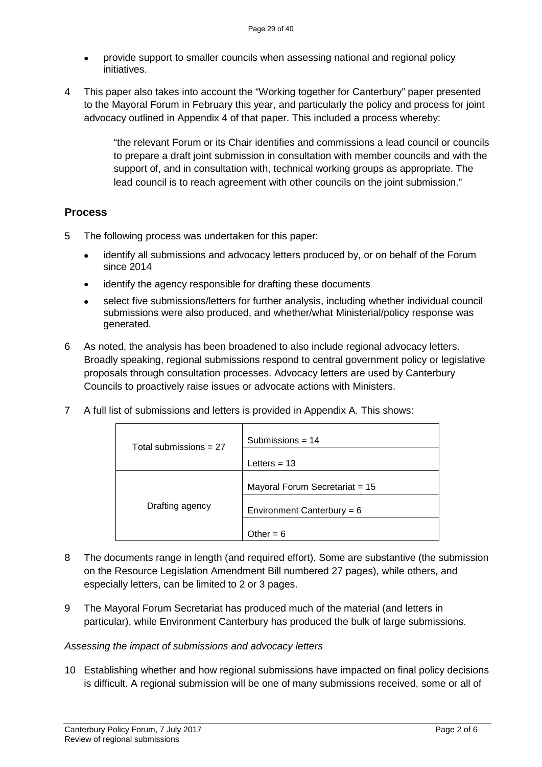- provide support to smaller councils when assessing national and regional policy initiatives.

4 This paper also takes into account the "Working together for Canterbury" paper presented to the Mayoral Forum in February this year, and particularly the policy and process for joint advocacy outlined in Appendix 4 of that paper. This included a process whereby:

> "the relevant Forum or its Chair identifies and commissions a lead council or councils to prepare a draft joint submission in consultation with member councils and with the support of, and in consultation with, technical working groups as appropriate. The lead council is to reach agreement with other councils on the joint submission."

## Process

5 The following process was undertaken for this paper:

- identify all submissions and advocacy letters produced by, or on behalf of the Forum since 2014
- identify the agency responsible for drafting these documents
- select five submissions/letters for further analysis, including whether individual council submissions were also produced, and whether/what Ministerial/policy response was generated.

6 As noted, the analysis has been broadened to also include regional advocacy letters. Broadly speaking, regional submissions respond to central government policy or legislative proposals through consultation processes. Advocacy letters are used by Canterbury Councils to proactively raise issues or advocate actions with Ministers.

7 A full list of submissions and letters is provided in Appendix A. This shows:

| | |
|---|---|
| Total submissions = 27 | Submissions = 14 |
| | Letters = 13 |
| Drafting agency | Mayoral Forum Secretariat = 15 |
| | Environment Canterbury = 6 |
| | Other = 6 |

8 The documents range in length (and required effort). Some are substantive (the submission on the Resource Legislation Amendment Bill numbered 27 pages), while others, and especially letters, can be limited to 2 or 3 pages.

9 The Mayoral Forum Secretariat has produced much of the material (and letters in particular), while Environment Canterbury has produced the bulk of large submissions.

*Assessing the impact of submissions and advocacy letters*

10 Establishing whether and how regional submissions have impacted on final policy decisions is difficult. A regional submission will be one of many submissions received, some or all of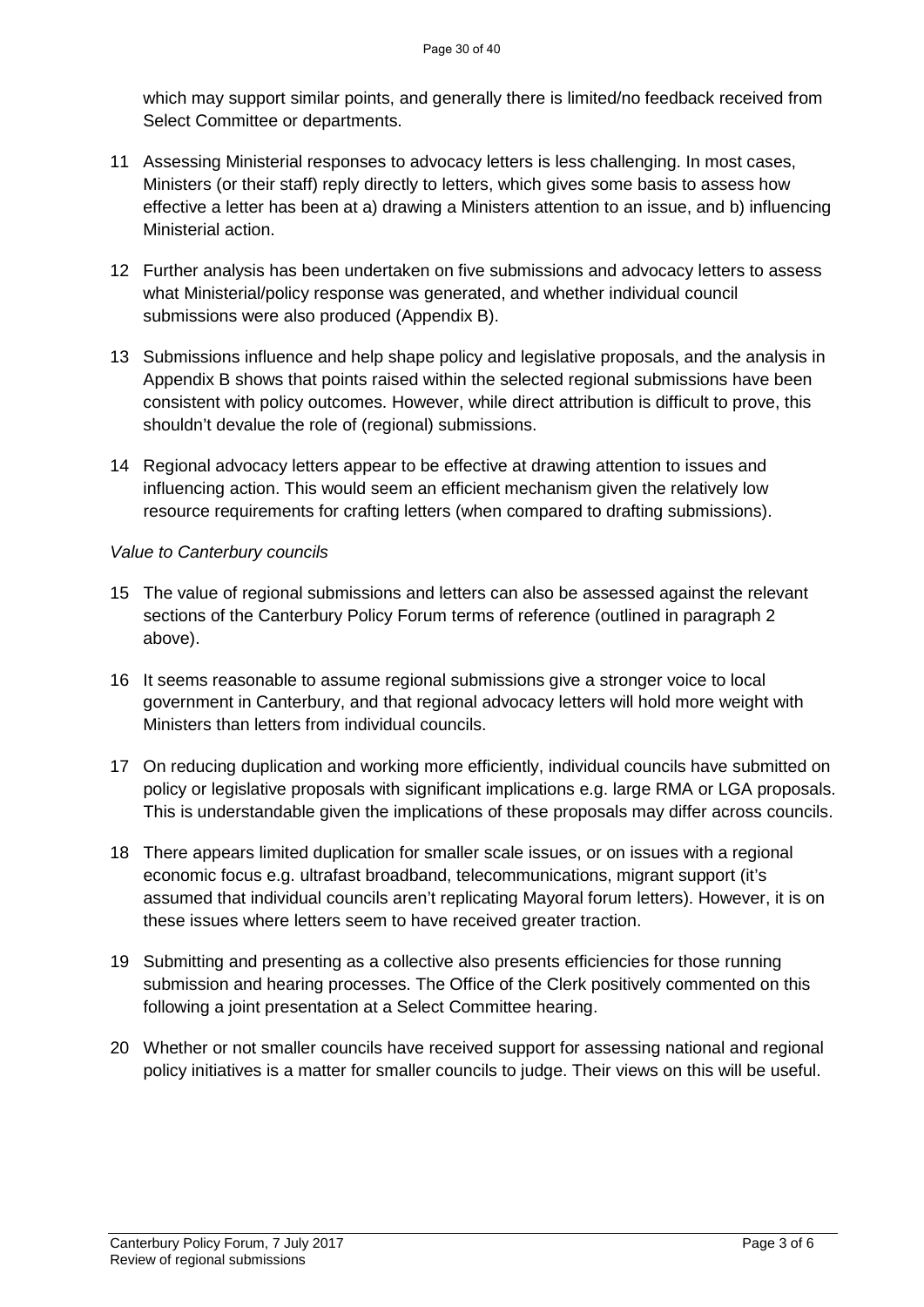which may support similar points, and generally there is limited/no feedback received from Select Committee or departments.

11 Assessing Ministerial responses to advocacy letters is less challenging. In most cases, Ministers (or their staff) reply directly to letters, which gives some basis to assess how effective a letter has been at a) drawing a Ministers attention to an issue, and b) influencing Ministerial action.

12 Further analysis has been undertaken on five submissions and advocacy letters to assess what Ministerial/policy response was generated, and whether individual council submissions were also produced (Appendix B).

13 Submissions influence and help shape policy and legislative proposals, and the analysis in Appendix B shows that points raised within the selected regional submissions have been consistent with policy outcomes. However, while direct attribution is difficult to prove, this shouldn't devalue the role of (regional) submissions.

14 Regional advocacy letters appear to be effective at drawing attention to issues and influencing action. This would seem an efficient mechanism given the relatively low resource requirements for crafting letters (when compared to drafting submissions).

*Value to Canterbury councils*

15 The value of regional submissions and letters can also be assessed against the relevant sections of the Canterbury Policy Forum terms of reference (outlined in paragraph 2 above).

16 It seems reasonable to assume regional submissions give a stronger voice to local government in Canterbury, and that regional advocacy letters will hold more weight with Ministers than letters from individual councils.

17 On reducing duplication and working more efficiently, individual councils have submitted on policy or legislative proposals with significant implications e.g. large RMA or LGA proposals. This is understandable given the implications of these proposals may differ across councils.

18 There appears limited duplication for smaller scale issues, or on issues with a regional economic focus e.g. ultrafast broadband, telecommunications, migrant support (it's assumed that individual councils aren't replicating Mayoral forum letters). However, it is on these issues where letters seem to have received greater traction.

19 Submitting and presenting as a collective also presents efficiencies for those running submission and hearing processes. The Office of the Clerk positively commented on this following a joint presentation at a Select Committee hearing.

20 Whether or not smaller councils have received support for assessing national and regional policy initiatives is a matter for smaller councils to judge. Their views on this will be useful.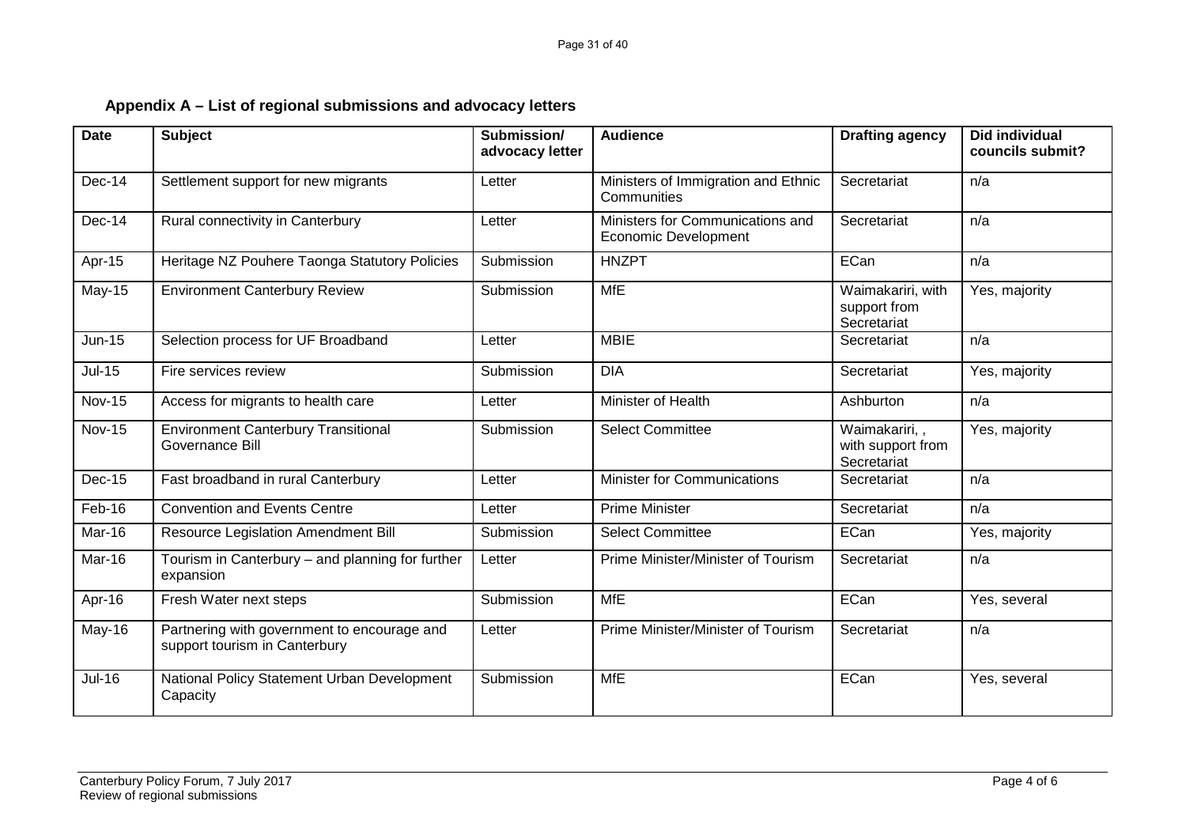## Appendix A – List of regional submissions and advocacy letters

| Date | Subject | Submission/ advocacy letter | Audience | Drafting agency | Did individual councils submit? |
|---|---|---|---|---|---|
| Dec-14 | Settlement support for new migrants | Letter | Ministers of Immigration and Ethnic Communities | Secretariat | n/a |
| Dec-14 | Rural connectivity in Canterbury | Letter | Ministers for Communications and Economic Development | Secretariat | n/a |
| Apr-15 | Heritage NZ Pouhere Taonga Statutory Policies | Submission | HNZPT | ECan | n/a |
| May-15 | Environment Canterbury Review | Submission | MfE | Waimakariri, with support from Secretariat | Yes, majority |
| Jun-15 | Selection process for UF Broadband | Letter | MBIE | Secretariat | n/a |
| Jul-15 | Fire services review | Submission | DIA | Secretariat | Yes, majority |
| Nov-15 | Access for migrants to health care | Letter | Minister of Health | Ashburton | n/a |
| Nov-15 | Environment Canterbury Transitional Governance Bill | Submission | Select Committee | Waimakariri, , with support from Secretariat | Yes, majority |
| Dec-15 | Fast broadband in rural Canterbury | Letter | Minister for Communications | Secretariat | n/a |
| Feb-16 | Convention and Events Centre | Letter | Prime Minister | Secretariat | n/a |
| Mar-16 | Resource Legislation Amendment Bill | Submission | Select Committee | ECan | Yes, majority |
| Mar-16 | Tourism in Canterbury – and planning for further expansion | Letter | Prime Minister/Minister of Tourism | Secretariat | n/a |
| Apr-16 | Fresh Water next steps | Submission | MfE | ECan | Yes, several |
| May-16 | Partnering with government to encourage and support tourism in Canterbury | Letter | Prime Minister/Minister of Tourism | Secretariat | n/a |
| Jul-16 | National Policy Statement Urban Development Capacity | Submission | MfE | ECan | Yes, several |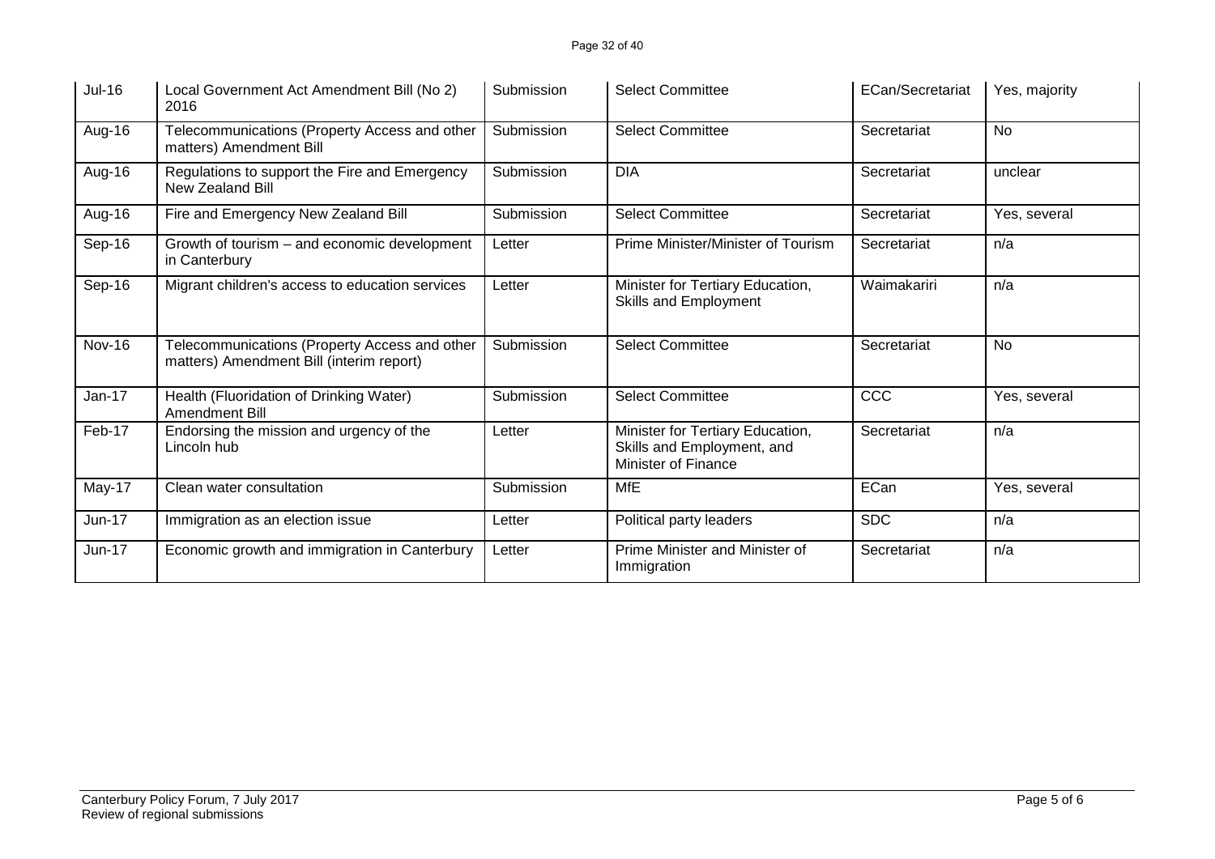| Jul-16 | Local Government Act Amendment Bill (No 2) 2016 | Submission | Select Committee | ECan/Secretariat | Yes, majority |
|---|---|---|---|---|---|
| Aug-16 | Telecommunications (Property Access and other matters) Amendment Bill | Submission | Select Committee | Secretariat | No |
| Aug-16 | Regulations to support the Fire and Emergency New Zealand Bill | Submission | DIA | Secretariat | unclear |
| Aug-16 | Fire and Emergency New Zealand Bill | Submission | Select Committee | Secretariat | Yes, several |
| Sep-16 | Growth of tourism – and economic development in Canterbury | Letter | Prime Minister/Minister of Tourism | Secretariat | n/a |
| Sep-16 | Migrant children's access to education services | Letter | Minister for Tertiary Education, Skills and Employment | Waimakariri | n/a |
| Nov-16 | Telecommunications (Property Access and other matters) Amendment Bill (interim report) | Submission | Select Committee | Secretariat | No |
| Jan-17 | Health (Fluoridation of Drinking Water) Amendment Bill | Submission | Select Committee | CCC | Yes, several |
| Feb-17 | Endorsing the mission and urgency of the Lincoln hub | Letter | Minister for Tertiary Education, Skills and Employment, and Minister of Finance | Secretariat | n/a |
| May-17 | Clean water consultation | Submission | MfE | ECan | Yes, several |
| Jun-17 | Immigration as an election issue | Letter | Political party leaders | SDC | n/a |
| Jun-17 | Economic growth and immigration in Canterbury | Letter | Prime Minister and Minister of Immigration | Secretariat | n/a |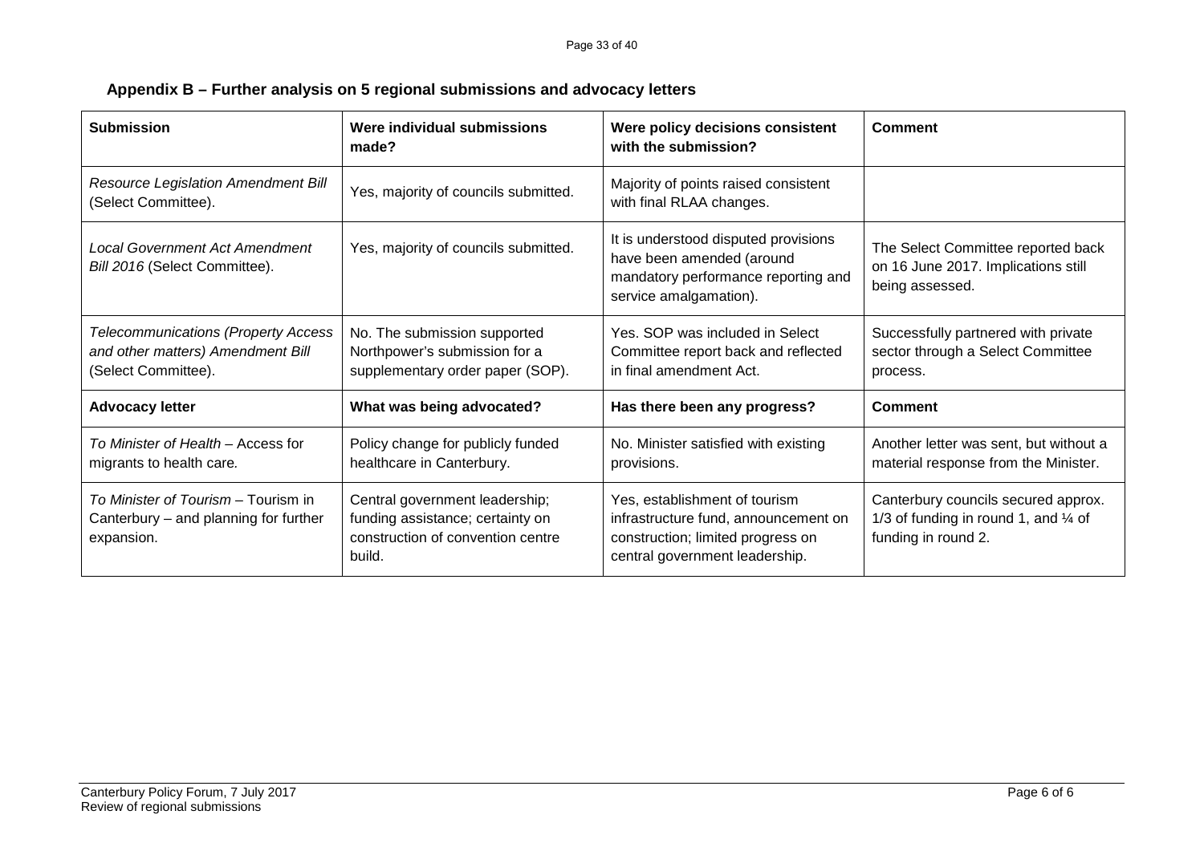## Appendix B – Further analysis on 5 regional submissions and advocacy letters

| Submission | Were individual submissions made? | Were policy decisions consistent with the submission? | Comment |
|---|---|---|---|
| *Resource Legislation Amendment Bill* (Select Committee). | Yes, majority of councils submitted. | Majority of points raised consistent with final RLAA changes. | |
| *Local Government Act Amendment Bill 2016* (Select Committee). | Yes, majority of councils submitted. | It is understood disputed provisions have been amended (around mandatory performance reporting and service amalgamation). | The Select Committee reported back on 16 June 2017. Implications still being assessed. |
| *Telecommunications (Property Access and other matters) Amendment Bill* (Select Committee). | No. The submission supported Northpower's submission for a supplementary order paper (SOP). | Yes. SOP was included in Select Committee report back and reflected in final amendment Act. | Successfully partnered with private sector through a Select Committee process. |
| **Advocacy letter** | **What was being advocated?** | **Has there been any progress?** | **Comment** |
| *To Minister of Health* – Access for migrants to health care. | Policy change for publicly funded healthcare in Canterbury. | No. Minister satisfied with existing provisions. | Another letter was sent, but without a material response from the Minister. |
| *To Minister of Tourism* – Tourism in Canterbury – and planning for further expansion. | Central government leadership; funding assistance; certainty on construction of convention centre build. | Yes, establishment of tourism infrastructure fund, announcement on construction; limited progress on central government leadership. | Canterbury councils secured approx. 1/3 of funding in round 1, and ¼ of funding in round 2. |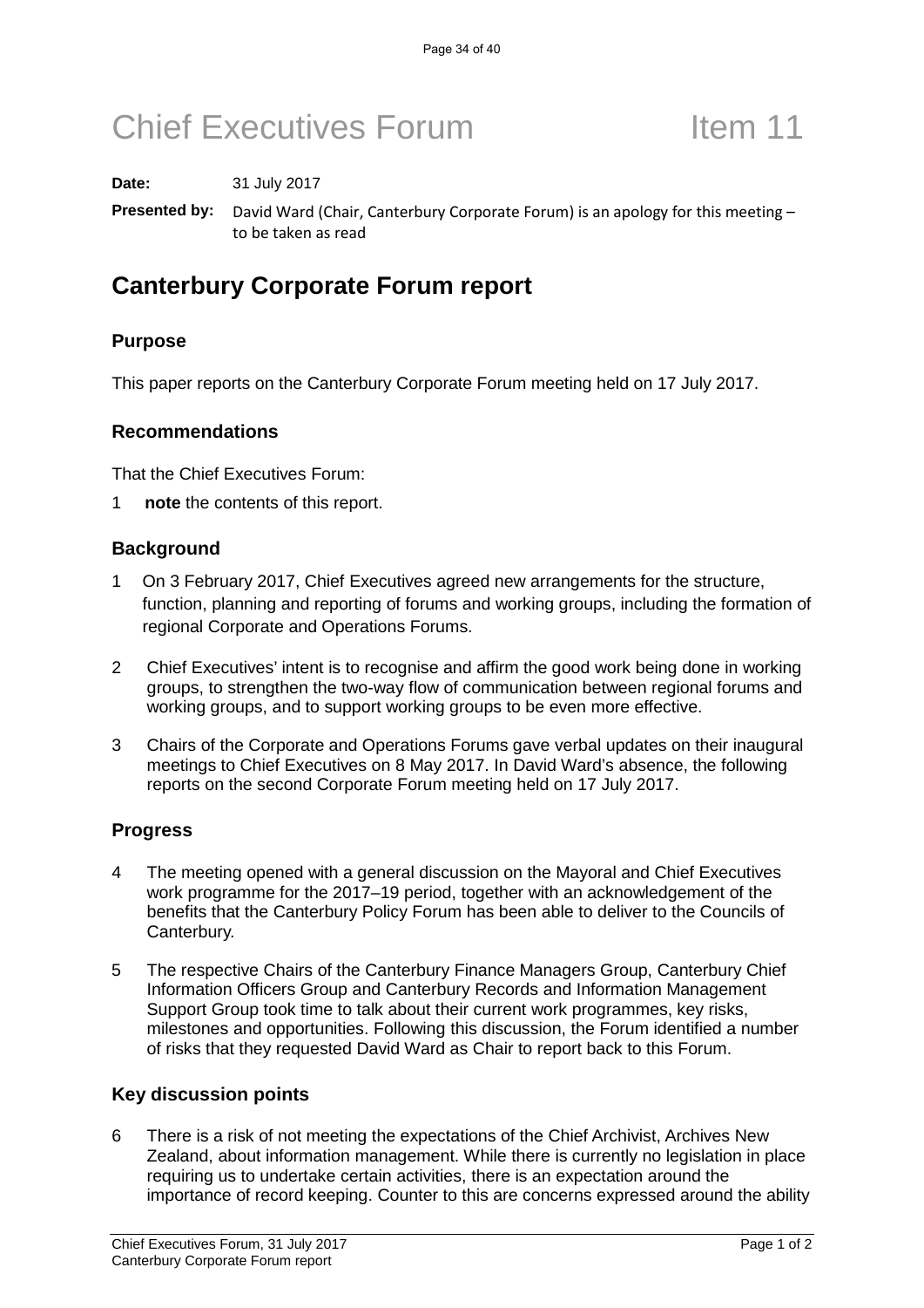# Chief Executives Forum Item 11

**Date:** 31 July 2017

**Presented by:** David Ward (Chair, Canterbury Corporate Forum) is an apology for this meeting – to be taken as read

## Canterbury Corporate Forum report

### Purpose

This paper reports on the Canterbury Corporate Forum meeting held on 17 July 2017.

### Recommendations

That the Chief Executives Forum:

1 **note** the contents of this report.

### Background

1 On 3 February 2017, Chief Executives agreed new arrangements for the structure, function, planning and reporting of forums and working groups, including the formation of regional Corporate and Operations Forums.

2 Chief Executives' intent is to recognise and affirm the good work being done in working groups, to strengthen the two-way flow of communication between regional forums and working groups, and to support working groups to be even more effective.

3 Chairs of the Corporate and Operations Forums gave verbal updates on their inaugural meetings to Chief Executives on 8 May 2017. In David Ward's absence, the following reports on the second Corporate Forum meeting held on 17 July 2017.

### Progress

4 The meeting opened with a general discussion on the Mayoral and Chief Executives work programme for the 2017–19 period, together with an acknowledgement of the benefits that the Canterbury Policy Forum has been able to deliver to the Councils of Canterbury.

5 The respective Chairs of the Canterbury Finance Managers Group, Canterbury Chief Information Officers Group and Canterbury Records and Information Management Support Group took time to talk about their current work programmes, key risks, milestones and opportunities. Following this discussion, the Forum identified a number of risks that they requested David Ward as Chair to report back to this Forum.

### Key discussion points

6 There is a risk of not meeting the expectations of the Chief Archivist, Archives New Zealand, about information management. While there is currently no legislation in place requiring us to undertake certain activities, there is an expectation around the importance of record keeping. Counter to this are concerns expressed around the ability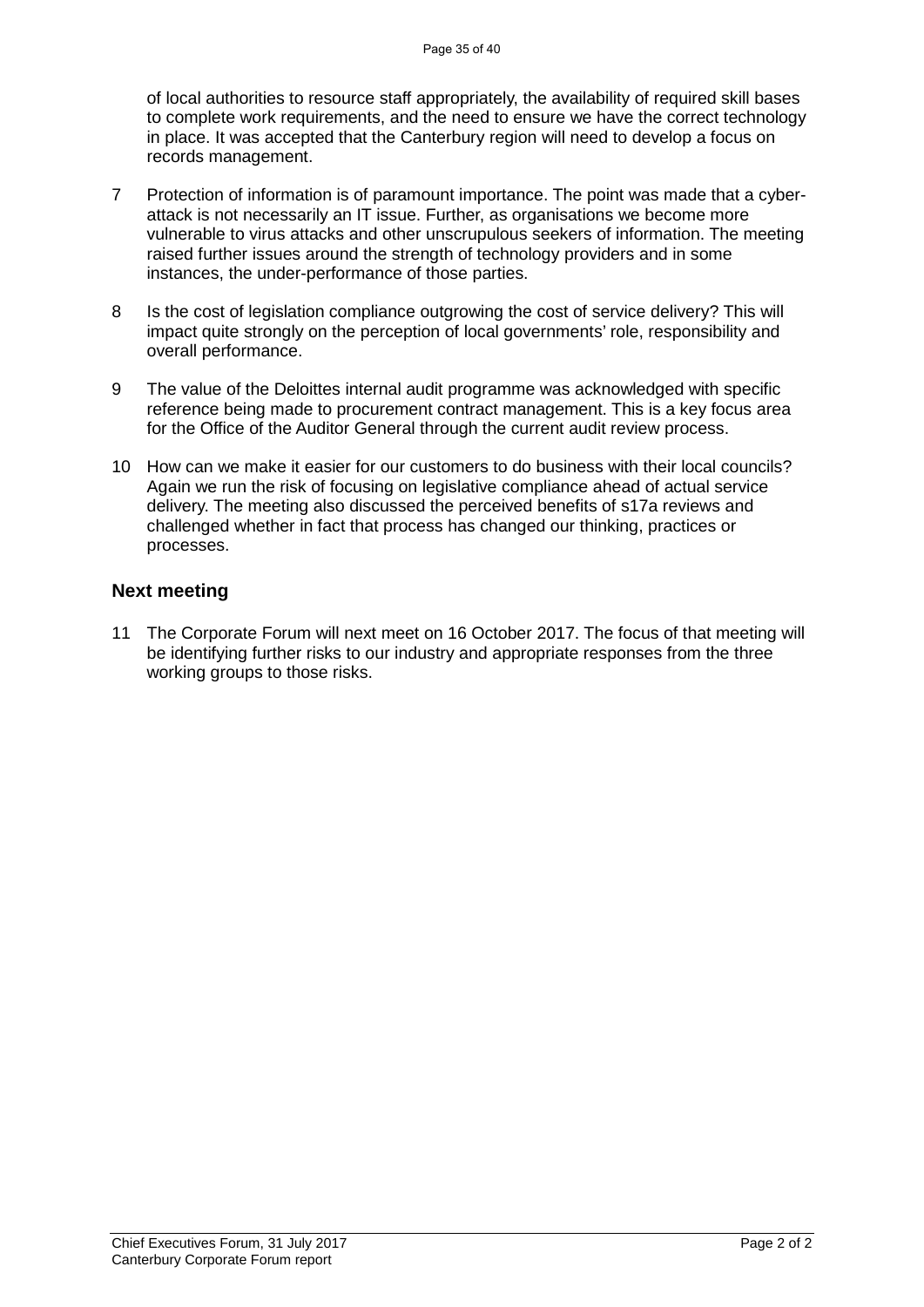of local authorities to resource staff appropriately, the availability of required skill bases to complete work requirements, and the need to ensure we have the correct technology in place. It was accepted that the Canterbury region will need to develop a focus on records management.

7 Protection of information is of paramount importance. The point was made that a cyber-attack is not necessarily an IT issue. Further, as organisations we become more vulnerable to virus attacks and other unscrupulous seekers of information. The meeting raised further issues around the strength of technology providers and in some instances, the under-performance of those parties.

8 Is the cost of legislation compliance outgrowing the cost of service delivery? This will impact quite strongly on the perception of local governments' role, responsibility and overall performance.

9 The value of the Deloittes internal audit programme was acknowledged with specific reference being made to procurement contract management. This is a key focus area for the Office of the Auditor General through the current audit review process.

10 How can we make it easier for our customers to do business with their local councils? Again we run the risk of focusing on legislative compliance ahead of actual service delivery. The meeting also discussed the perceived benefits of s17a reviews and challenged whether in fact that process has changed our thinking, practices or processes.

## Next meeting

11 The Corporate Forum will next meet on 16 October 2017. The focus of that meeting will be identifying further risks to our industry and appropriate responses from the three working groups to those risks.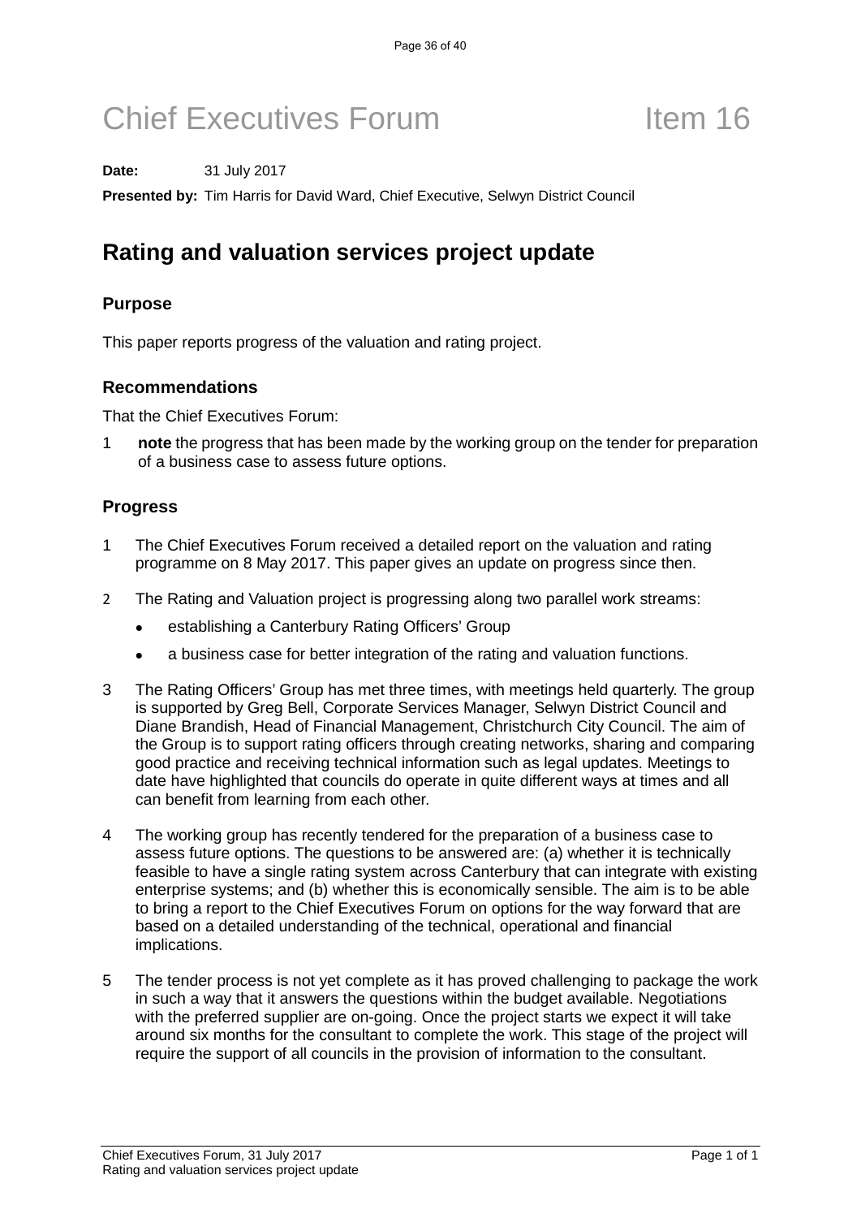# Chief Executives Forum Item 16

**Date:** 31 July 2017

**Presented by:** Tim Harris for David Ward, Chief Executive, Selwyn District Council

## Rating and valuation services project update

### Purpose

This paper reports progress of the valuation and rating project.

### Recommendations

That the Chief Executives Forum:

1 **note** the progress that has been made by the working group on the tender for preparation of a business case to assess future options.

### Progress

1 The Chief Executives Forum received a detailed report on the valuation and rating programme on 8 May 2017. This paper gives an update on progress since then.

2 The Rating and Valuation project is progressing along two parallel work streams:

- establishing a Canterbury Rating Officers' Group
- a business case for better integration of the rating and valuation functions.

3 The Rating Officers' Group has met three times, with meetings held quarterly. The group is supported by Greg Bell, Corporate Services Manager, Selwyn District Council and Diane Brandish, Head of Financial Management, Christchurch City Council. The aim of the Group is to support rating officers through creating networks, sharing and comparing good practice and receiving technical information such as legal updates. Meetings to date have highlighted that councils do operate in quite different ways at times and all can benefit from learning from each other.

4 The working group has recently tendered for the preparation of a business case to assess future options. The questions to be answered are: (a) whether it is technically feasible to have a single rating system across Canterbury that can integrate with existing enterprise systems; and (b) whether this is economically sensible. The aim is to be able to bring a report to the Chief Executives Forum on options for the way forward that are based on a detailed understanding of the technical, operational and financial implications.

5 The tender process is not yet complete as it has proved challenging to package the work in such a way that it answers the questions within the budget available. Negotiations with the preferred supplier are on-going. Once the project starts we expect it will take around six months for the consultant to complete the work. This stage of the project will require the support of all councils in the provision of information to the consultant.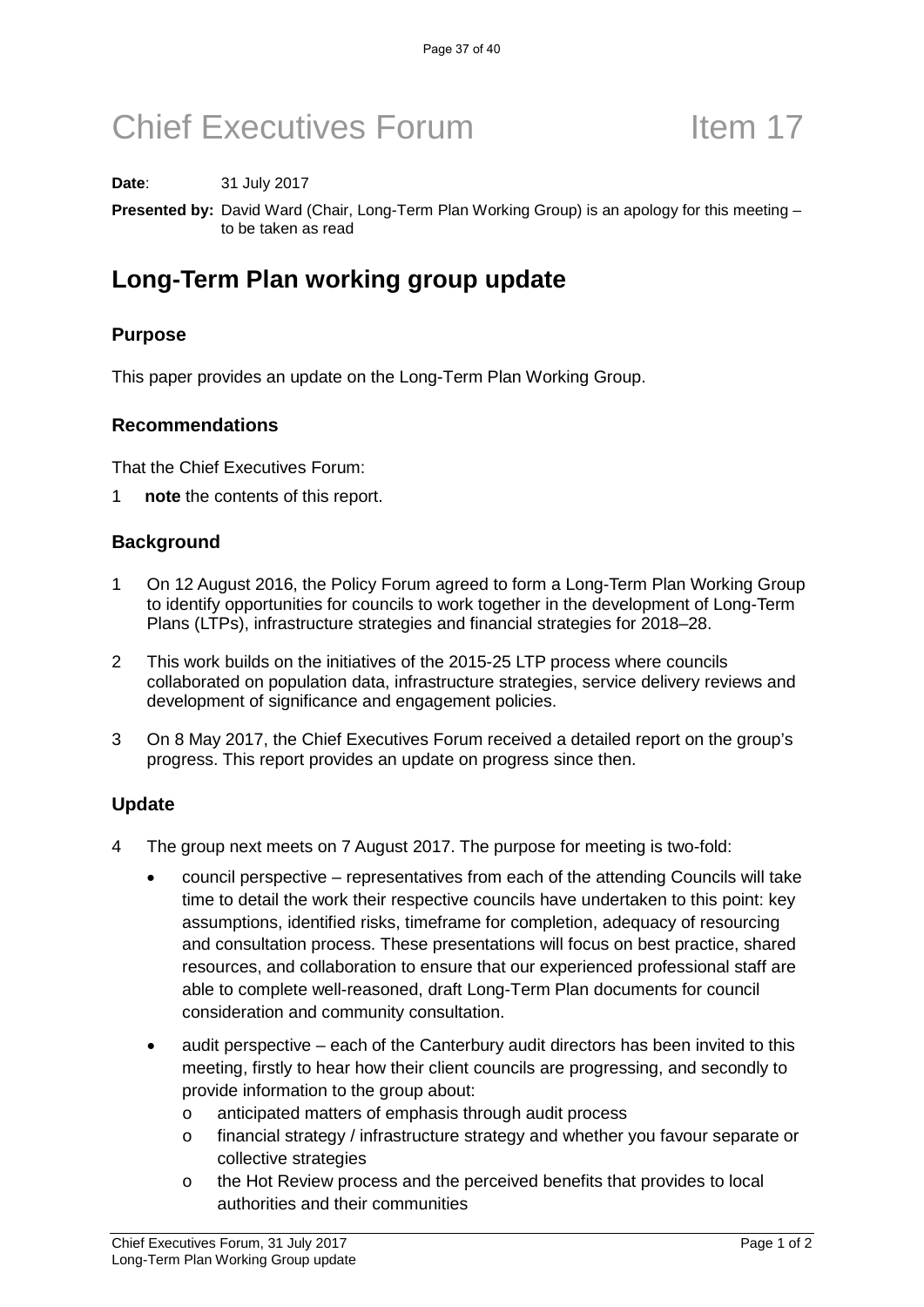# Chief Executives Forum Item 17

**Date**: 31 July 2017

**Presented by:** David Ward (Chair, Long-Term Plan Working Group) is an apology for this meeting – to be taken as read

## Long-Term Plan working group update

### Purpose

This paper provides an update on the Long-Term Plan Working Group.

### Recommendations

That the Chief Executives Forum:

1 **note** the contents of this report.

### Background

1 On 12 August 2016, the Policy Forum agreed to form a Long-Term Plan Working Group to identify opportunities for councils to work together in the development of Long-Term Plans (LTPs), infrastructure strategies and financial strategies for 2018–28.

2 This work builds on the initiatives of the 2015-25 LTP process where councils collaborated on population data, infrastructure strategies, service delivery reviews and development of significance and engagement policies.

3 On 8 May 2017, the Chief Executives Forum received a detailed report on the group's progress. This report provides an update on progress since then.

### Update

4 The group next meets on 7 August 2017. The purpose for meeting is two-fold:

- council perspective – representatives from each of the attending Councils will take time to detail the work their respective councils have undertaken to this point: key assumptions, identified risks, timeframe for completion, adequacy of resourcing and consultation process. These presentations will focus on best practice, shared resources, and collaboration to ensure that our experienced professional staff are able to complete well-reasoned, draft Long-Term Plan documents for council consideration and community consultation.
- audit perspective – each of the Canterbury audit directors has been invited to this meeting, firstly to hear how their client councils are progressing, and secondly to provide information to the group about:
  - anticipated matters of emphasis through audit process
  - financial strategy / infrastructure strategy and whether you favour separate or collective strategies
  - the Hot Review process and the perceived benefits that provides to local authorities and their communities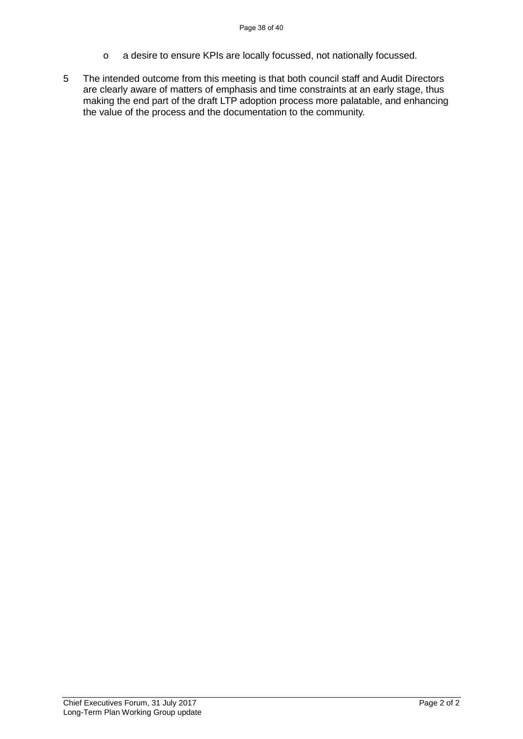- a desire to ensure KPIs are locally focussed, not nationally focussed.

5 The intended outcome from this meeting is that both council staff and Audit Directors are clearly aware of matters of emphasis and time constraints at an early stage, thus making the end part of the draft LTP adoption process more palatable, and enhancing the value of the process and the documentation to the community.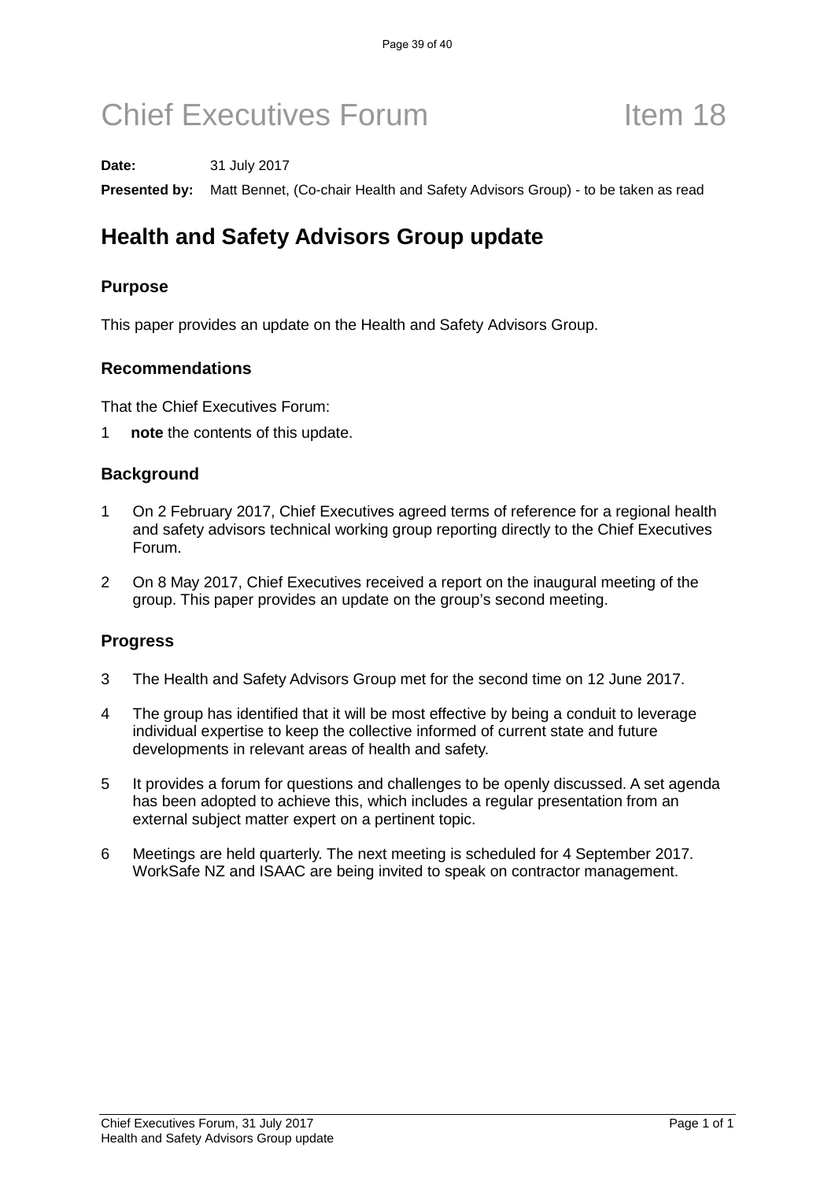# Chief Executives Forum Item 18

**Date:** 31 July 2017

**Presented by:** Matt Bennet, (Co-chair Health and Safety Advisors Group) - to be taken as read

## Health and Safety Advisors Group update

### Purpose

This paper provides an update on the Health and Safety Advisors Group.

### Recommendations

That the Chief Executives Forum:

1 **note** the contents of this update.

### Background

1 On 2 February 2017, Chief Executives agreed terms of reference for a regional health and safety advisors technical working group reporting directly to the Chief Executives Forum.

2 On 8 May 2017, Chief Executives received a report on the inaugural meeting of the group. This paper provides an update on the group's second meeting.

### Progress

3 The Health and Safety Advisors Group met for the second time on 12 June 2017.

4 The group has identified that it will be most effective by being a conduit to leverage individual expertise to keep the collective informed of current state and future developments in relevant areas of health and safety.

5 It provides a forum for questions and challenges to be openly discussed. A set agenda has been adopted to achieve this, which includes a regular presentation from an external subject matter expert on a pertinent topic.

6 Meetings are held quarterly. The next meeting is scheduled for 4 September 2017. WorkSafe NZ and ISAAC are being invited to speak on contractor management.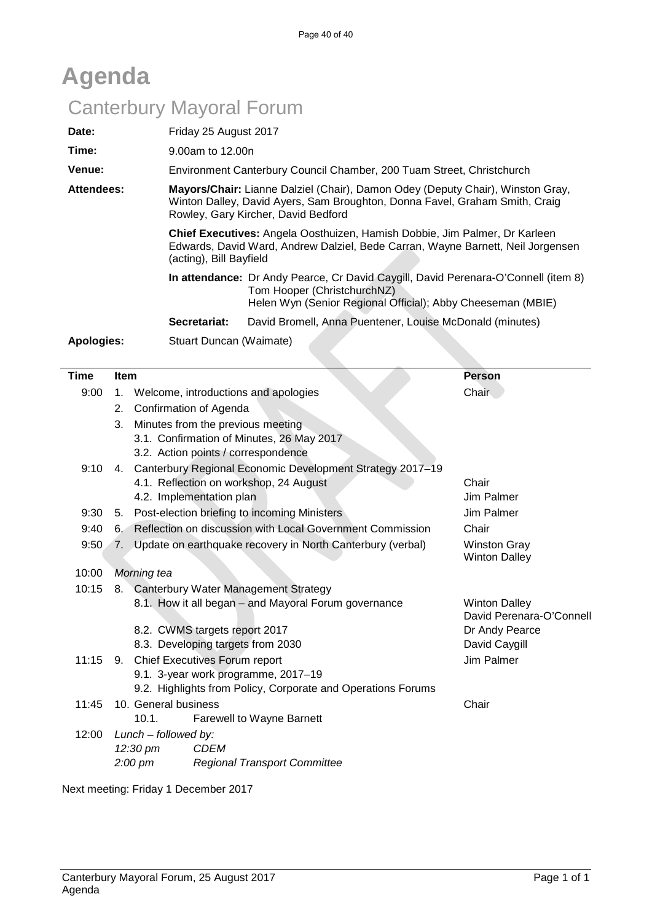# Agenda

## Canterbury Mayoral Forum

| | |
|---|---|
| **Date:** | Friday 25 August 2017 |
| **Time:** | 9.00am to 12.00n |
| **Venue:** | Environment Canterbury Council Chamber, 200 Tuam Street, Christchurch |
| **Attendees:** | **Mayors/Chair:** Lianne Dalziel (Chair), Damon Odey (Deputy Chair), Winston Gray, Winton Dalley, David Ayers, Sam Broughton, Donna Favel, Graham Smith, Craig Rowley, Gary Kircher, David Bedford |
| | **Chief Executives:** Angela Oosthuizen, Hamish Dobbie, Jim Palmer, Dr Karleen Edwards, David Ward, Andrew Dalziel, Bede Carran, Wayne Barnett, Neil Jorgensen (acting), Bill Bayfield |
| | **In attendance:** Dr Andy Pearce, Cr David Caygill, David Perenara-O'Connell (item 8) Tom Hooper (ChristchurchNZ) Helen Wyn (Senior Regional Official); Abby Cheeseman (MBIE) |
| | **Secretariat:** David Bromell, Anna Puentener, Louise McDonald (minutes) |
| **Apologies:** | Stuart Duncan (Waimate) |

| Time | Item | Person |
|---|---|---|
| 9:00 | 1. Welcome, introductions and apologies | Chair |
| | 2. Confirmation of Agenda | |
| | 3. Minutes from the previous meeting | |
| | 3.1. Confirmation of Minutes, 26 May 2017 | |
| | 3.2. Action points / correspondence | |
| 9:10 | 4. Canterbury Regional Economic Development Strategy 2017–19 | |
| | 4.1. Reflection on workshop, 24 August | Chair |
| | 4.2. Implementation plan | Jim Palmer |
| 9:30 | 5. Post-election briefing to incoming Ministers | Jim Palmer |
| 9:40 | 6. Reflection on discussion with Local Government Commission | Chair |
| 9:50 | 7. Update on earthquake recovery in North Canterbury (verbal) | Winston Gray<br>Winton Dalley |
| 10:00 | *Morning tea* | |
| 10:15 | 8. Canterbury Water Management Strategy | |
| | 8.1. How it all began – and Mayoral Forum governance | Winton Dalley<br>David Perenara-O'Connell |
| | 8.2. CWMS targets report 2017 | Dr Andy Pearce |
| | 8.3. Developing targets from 2030 | David Caygill |
| 11:15 | 9. Chief Executives Forum report | Jim Palmer |
| | 9.1. 3-year work programme, 2017–19 | |
| | 9.2. Highlights from Policy, Corporate and Operations Forums | |
| 11:45 | 10. General business | Chair |
| | 10.1. Farewell to Wayne Barnett | |
| 12:00 | *Lunch – followed by:* | |
| | *12:30 pm CDEM* | |
| | *2:00 pm Regional Transport Committee* | |

Next meeting: Friday 1 December 2017